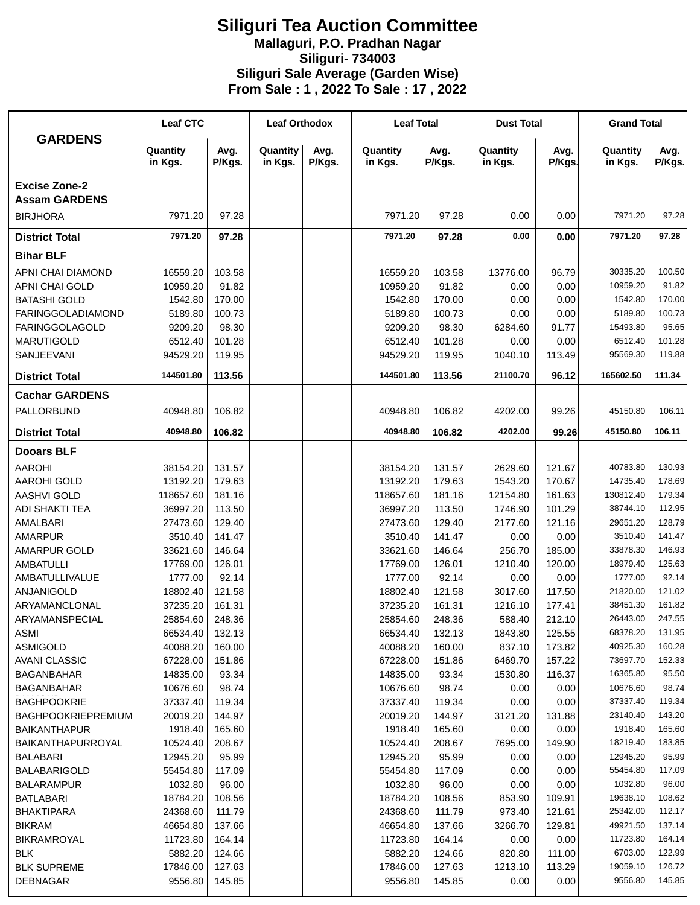# Siliguri Tea Auction Committee

**Mallaguri, P.O. Pradhan Nagar**
**Siliguri- 734003**
**Siliguri Sale Average (Garden Wise)**
**From Sale : 1 , 2022 To Sale : 17 , 2022**

| GARDENS | Leaf CTC | | Leaf Orthodox | | Leaf Total | | Dust Total | | Grand Total | |
|---|---|---|---|---|---|---|---|---|---|---|
| | Quantity in Kgs. | Avg. P/Kgs. | Quantity in Kgs. | Avg. P/Kgs. | Quantity in Kgs. | Avg. P/Kgs. | Quantity in Kgs. | Avg. P/Kgs. | Quantity in Kgs. | Avg. P/Kgs. |
| **Excise Zone-2 Assam GARDENS** | | | | | | | | | | |
| BIRJHORA | 7971.20 | 97.28 | | | 7971.20 | 97.28 | 0.00 | 0.00 | 7971.20 | 97.28 |
| **District Total** | **7971.20** | **97.28** | | | **7971.20** | **97.28** | **0.00** | **0.00** | **7971.20** | **97.28** |
| **Bihar BLF** | | | | | | | | | | |
| APNI CHAI DIAMOND | 16559.20 | 103.58 | | | 16559.20 | 103.58 | 13776.00 | 96.79 | 30335.20 | 100.50 |
| APNI CHAI GOLD | 10959.20 | 91.82 | | | 10959.20 | 91.82 | 0.00 | 0.00 | 10959.20 | 91.82 |
| BATASHI GOLD | 1542.80 | 170.00 | | | 1542.80 | 170.00 | 0.00 | 0.00 | 1542.80 | 170.00 |
| FARINGGOLADIAMOND | 5189.80 | 100.73 | | | 5189.80 | 100.73 | 0.00 | 0.00 | 5189.80 | 100.73 |
| FARINGGOLAGOLD | 9209.20 | 98.30 | | | 9209.20 | 98.30 | 6284.60 | 91.77 | 15493.80 | 95.65 |
| MARUTIGOLD | 6512.40 | 101.28 | | | 6512.40 | 101.28 | 0.00 | 0.00 | 6512.40 | 101.28 |
| SANJEEVANI | 94529.20 | 119.95 | | | 94529.20 | 119.95 | 1040.10 | 113.49 | 95569.30 | 119.88 |
| **District Total** | **144501.80** | **113.56** | | | **144501.80** | **113.56** | **21100.70** | **96.12** | **165602.50** | **111.34** |
| **Cachar GARDENS** | | | | | | | | | | |
| PALLORBUND | 40948.80 | 106.82 | | | 40948.80 | 106.82 | 4202.00 | 99.26 | 45150.80 | 106.11 |
| **District Total** | **40948.80** | **106.82** | | | **40948.80** | **106.82** | **4202.00** | **99.26** | **45150.80** | **106.11** |
| **Dooars BLF** | | | | | | | | | | |
| AAROHI | 38154.20 | 131.57 | | | 38154.20 | 131.57 | 2629.60 | 121.67 | 40783.80 | 130.93 |
| AAROHI GOLD | 13192.20 | 179.63 | | | 13192.20 | 179.63 | 1543.20 | 170.67 | 14735.40 | 178.69 |
| AASHVI GOLD | 118657.60 | 181.16 | | | 118657.60 | 181.16 | 12154.80 | 161.63 | 130812.40 | 179.34 |
| ADI SHAKTI TEA | 36997.20 | 113.50 | | | 36997.20 | 113.50 | 1746.90 | 101.29 | 38744.10 | 112.95 |
| AMALBARI | 27473.60 | 129.40 | | | 27473.60 | 129.40 | 2177.60 | 121.16 | 29651.20 | 128.79 |
| AMARPUR | 3510.40 | 141.47 | | | 3510.40 | 141.47 | 0.00 | 0.00 | 3510.40 | 141.47 |
| AMARPUR GOLD | 33621.60 | 146.64 | | | 33621.60 | 146.64 | 256.70 | 185.00 | 33878.30 | 146.93 |
| AMBATULLI | 17769.00 | 126.01 | | | 17769.00 | 126.01 | 1210.40 | 120.00 | 18979.40 | 125.63 |
| AMBATULLIVALUE | 1777.00 | 92.14 | | | 1777.00 | 92.14 | 0.00 | 0.00 | 1777.00 | 92.14 |
| ANJANIGOLD | 18802.40 | 121.58 | | | 18802.40 | 121.58 | 3017.60 | 117.50 | 21820.00 | 121.02 |
| ARYAMANCLONAL | 37235.20 | 161.31 | | | 37235.20 | 161.31 | 1216.10 | 177.41 | 38451.30 | 161.82 |
| ARYAMANSPECIAL | 25854.60 | 248.36 | | | 25854.60 | 248.36 | 588.40 | 212.10 | 26443.00 | 247.55 |
| ASMI | 66534.40 | 132.13 | | | 66534.40 | 132.13 | 1843.80 | 125.55 | 68378.20 | 131.95 |
| ASMIGOLD | 40088.20 | 160.00 | | | 40088.20 | 160.00 | 837.10 | 173.82 | 40925.30 | 160.28 |
| AVANI CLASSIC | 67228.00 | 151.86 | | | 67228.00 | 151.86 | 6469.70 | 157.22 | 73697.70 | 152.33 |
| BAGANBAHAR | 14835.00 | 93.34 | | | 14835.00 | 93.34 | 1530.80 | 116.37 | 16365.80 | 95.50 |
| BAGANBAHAR | 10676.60 | 98.74 | | | 10676.60 | 98.74 | 0.00 | 0.00 | 10676.60 | 98.74 |
| BAGHPOOKRIE | 37337.40 | 119.34 | | | 37337.40 | 119.34 | 0.00 | 0.00 | 37337.40 | 119.34 |
| BAGHPOOKRIEPREMIUM | 20019.20 | 144.97 | | | 20019.20 | 144.97 | 3121.20 | 131.88 | 23140.40 | 143.20 |
| BAIKANTHAPUR | 1918.40 | 165.60 | | | 1918.40 | 165.60 | 0.00 | 0.00 | 1918.40 | 165.60 |
| BAIKANTHAPURROYAL | 10524.40 | 208.67 | | | 10524.40 | 208.67 | 7695.00 | 149.90 | 18219.40 | 183.85 |
| BALABARI | 12945.20 | 95.99 | | | 12945.20 | 95.99 | 0.00 | 0.00 | 12945.20 | 95.99 |
| BALABARIGOLD | 55454.80 | 117.09 | | | 55454.80 | 117.09 | 0.00 | 0.00 | 55454.80 | 117.09 |
| BALARAMPUR | 1032.80 | 96.00 | | | 1032.80 | 96.00 | 0.00 | 0.00 | 1032.80 | 96.00 |
| BATLABARI | 18784.20 | 108.56 | | | 18784.20 | 108.56 | 853.90 | 109.91 | 19638.10 | 108.62 |
| BHAKTIPARA | 24368.60 | 111.79 | | | 24368.60 | 111.79 | 973.40 | 121.61 | 25342.00 | 112.17 |
| BIKRAM | 46654.80 | 137.66 | | | 46654.80 | 137.66 | 3266.70 | 129.81 | 49921.50 | 137.14 |
| BIKRAMROYAL | 11723.80 | 164.14 | | | 11723.80 | 164.14 | 0.00 | 0.00 | 11723.80 | 164.14 |
| BLK | 5882.20 | 124.66 | | | 5882.20 | 124.66 | 820.80 | 111.00 | 6703.00 | 122.99 |
| BLK SUPREME | 17846.00 | 127.63 | | | 17846.00 | 127.63 | 1213.10 | 113.29 | 19059.10 | 126.72 |
| DEBNAGAR | 9556.80 | 145.85 | | | 9556.80 | 145.85 | 0.00 | 0.00 | 9556.80 | 145.85 |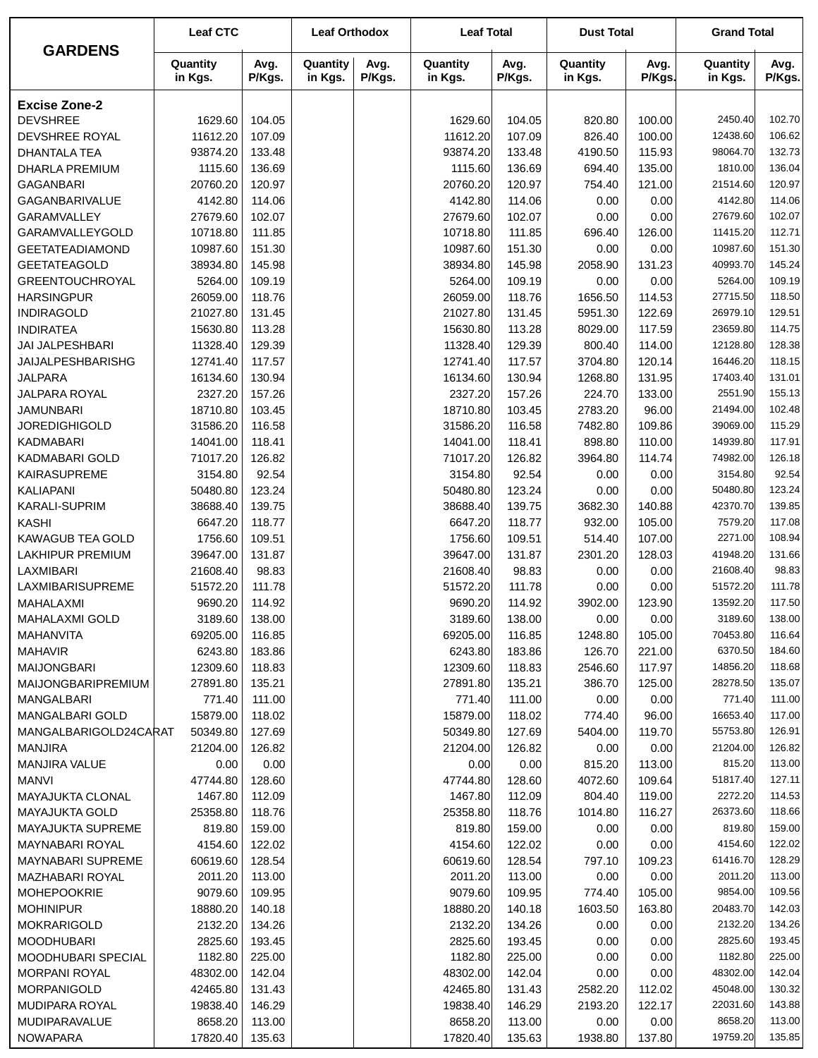| GARDENS | Leaf CTC | | Leaf Orthodox | | Leaf Total | | Dust Total | | Grand Total | |
|---|---|---|---|---|---|---|---|---|---|---|
| | Quantity in Kgs. | Avg. P/Kgs. | Quantity in Kgs. | Avg. P/Kgs. | Quantity in Kgs. | Avg. P/Kgs. | Quantity in Kgs. | Avg. P/Kgs. | Quantity in Kgs. | Avg. P/Kgs. |
| **Excise Zone-2** | | | | | | | | | | |
| DEVSHREE | 1629.60 | 104.05 | | | 1629.60 | 104.05 | 820.80 | 100.00 | 2450.40 | 102.70 |
| DEVSHREE ROYAL | 11612.20 | 107.09 | | | 11612.20 | 107.09 | 826.40 | 100.00 | 12438.60 | 106.62 |
| DHANTALA TEA | 93874.20 | 133.48 | | | 93874.20 | 133.48 | 4190.50 | 115.93 | 98064.70 | 132.73 |
| DHARLA PREMIUM | 1115.60 | 136.69 | | | 1115.60 | 136.69 | 694.40 | 135.00 | 1810.00 | 136.04 |
| GAGANBARI | 20760.20 | 120.97 | | | 20760.20 | 120.97 | 754.40 | 121.00 | 21514.60 | 120.97 |
| GAGANBARIVALUE | 4142.80 | 114.06 | | | 4142.80 | 114.06 | 0.00 | 0.00 | 4142.80 | 114.06 |
| GARAMVALLEY | 27679.60 | 102.07 | | | 27679.60 | 102.07 | 0.00 | 0.00 | 27679.60 | 102.07 |
| GARAMVALLEYGOLD | 10718.80 | 111.85 | | | 10718.80 | 111.85 | 696.40 | 126.00 | 11415.20 | 112.71 |
| GEETATEADIAMOND | 10987.60 | 151.30 | | | 10987.60 | 151.30 | 0.00 | 0.00 | 10987.60 | 151.30 |
| GEETATEAGOLD | 38934.80 | 145.98 | | | 38934.80 | 145.98 | 2058.90 | 131.23 | 40993.70 | 145.24 |
| GREENTOUCHROYAL | 5264.00 | 109.19 | | | 5264.00 | 109.19 | 0.00 | 0.00 | 5264.00 | 109.19 |
| HARSINGPUR | 26059.00 | 118.76 | | | 26059.00 | 118.76 | 1656.50 | 114.53 | 27715.50 | 118.50 |
| INDIRAGOLD | 21027.80 | 131.45 | | | 21027.80 | 131.45 | 5951.30 | 122.69 | 26979.10 | 129.51 |
| INDIRATEA | 15630.80 | 113.28 | | | 15630.80 | 113.28 | 8029.00 | 117.59 | 23659.80 | 114.75 |
| JAI JALPESHBARI | 11328.40 | 129.39 | | | 11328.40 | 129.39 | 800.40 | 114.00 | 12128.80 | 128.38 |
| JAIJALPESHBARISHG | 12741.40 | 117.57 | | | 12741.40 | 117.57 | 3704.80 | 120.14 | 16446.20 | 118.15 |
| JALPARA | 16134.60 | 130.94 | | | 16134.60 | 130.94 | 1268.80 | 131.95 | 17403.40 | 131.01 |
| JALPARA ROYAL | 2327.20 | 157.26 | | | 2327.20 | 157.26 | 224.70 | 133.00 | 2551.90 | 155.13 |
| JAMUNBARI | 18710.80 | 103.45 | | | 18710.80 | 103.45 | 2783.20 | 96.00 | 21494.00 | 102.48 |
| JOREDIGHIGOLD | 31586.20 | 116.58 | | | 31586.20 | 116.58 | 7482.80 | 109.86 | 39069.00 | 115.29 |
| KADMABARI | 14041.00 | 118.41 | | | 14041.00 | 118.41 | 898.80 | 110.00 | 14939.80 | 117.91 |
| KADMABARI GOLD | 71017.20 | 126.82 | | | 71017.20 | 126.82 | 3964.80 | 114.74 | 74982.00 | 126.18 |
| KAIRASUPREME | 3154.80 | 92.54 | | | 3154.80 | 92.54 | 0.00 | 0.00 | 3154.80 | 92.54 |
| KALIAPANI | 50480.80 | 123.24 | | | 50480.80 | 123.24 | 0.00 | 0.00 | 50480.80 | 123.24 |
| KARALI-SUPRIM | 38688.40 | 139.75 | | | 38688.40 | 139.75 | 3682.30 | 140.88 | 42370.70 | 139.85 |
| KASHI | 6647.20 | 118.77 | | | 6647.20 | 118.77 | 932.00 | 105.00 | 7579.20 | 117.08 |
| KAWAGUB TEA GOLD | 1756.60 | 109.51 | | | 1756.60 | 109.51 | 514.40 | 107.00 | 2271.00 | 108.94 |
| LAKHIPUR PREMIUM | 39647.00 | 131.87 | | | 39647.00 | 131.87 | 2301.20 | 128.03 | 41948.20 | 131.66 |
| LAXMIBARI | 21608.40 | 98.83 | | | 21608.40 | 98.83 | 0.00 | 0.00 | 21608.40 | 98.83 |
| LAXMIBARISUPREME | 51572.20 | 111.78 | | | 51572.20 | 111.78 | 0.00 | 0.00 | 51572.20 | 111.78 |
| MAHALAXMI | 9690.20 | 114.92 | | | 9690.20 | 114.92 | 3902.00 | 123.90 | 13592.20 | 117.50 |
| MAHALAXMI GOLD | 3189.60 | 138.00 | | | 3189.60 | 138.00 | 0.00 | 0.00 | 3189.60 | 138.00 |
| MAHANVITA | 69205.00 | 116.85 | | | 69205.00 | 116.85 | 1248.80 | 105.00 | 70453.80 | 116.64 |
| MAHAVIR | 6243.80 | 183.86 | | | 6243.80 | 183.86 | 126.70 | 221.00 | 6370.50 | 184.60 |
| MAIJONGBARI | 12309.60 | 118.83 | | | 12309.60 | 118.83 | 2546.60 | 117.97 | 14856.20 | 118.68 |
| MAIJONGBARIPREMIUM | 27891.80 | 135.21 | | | 27891.80 | 135.21 | 386.70 | 125.00 | 28278.50 | 135.07 |
| MANGALBARI | 771.40 | 111.00 | | | 771.40 | 111.00 | 0.00 | 0.00 | 771.40 | 111.00 |
| MANGALBARI GOLD | 15879.00 | 118.02 | | | 15879.00 | 118.02 | 774.40 | 96.00 | 16653.40 | 117.00 |
| MANGALBARIGOLD24CARAT | 50349.80 | 127.69 | | | 50349.80 | 127.69 | 5404.00 | 119.70 | 55753.80 | 126.91 |
| MANJIRA | 21204.00 | 126.82 | | | 21204.00 | 126.82 | 0.00 | 0.00 | 21204.00 | 126.82 |
| MANJIRA VALUE | 0.00 | 0.00 | | | 0.00 | 0.00 | 815.20 | 113.00 | 815.20 | 113.00 |
| MANVI | 47744.80 | 128.60 | | | 47744.80 | 128.60 | 4072.60 | 109.64 | 51817.40 | 127.11 |
| MAYAJUKTA CLONAL | 1467.80 | 112.09 | | | 1467.80 | 112.09 | 804.40 | 119.00 | 2272.20 | 114.53 |
| MAYAJUKTA GOLD | 25358.80 | 118.76 | | | 25358.80 | 118.76 | 1014.80 | 116.27 | 26373.60 | 118.66 |
| MAYAJUKTA SUPREME | 819.80 | 159.00 | | | 819.80 | 159.00 | 0.00 | 0.00 | 819.80 | 159.00 |
| MAYNABARI ROYAL | 4154.60 | 122.02 | | | 4154.60 | 122.02 | 0.00 | 0.00 | 4154.60 | 122.02 |
| MAYNABARI SUPREME | 60619.60 | 128.54 | | | 60619.60 | 128.54 | 797.10 | 109.23 | 61416.70 | 128.29 |
| MAZHABARI ROYAL | 2011.20 | 113.00 | | | 2011.20 | 113.00 | 0.00 | 0.00 | 2011.20 | 113.00 |
| MOHEPOOKRIE | 9079.60 | 109.95 | | | 9079.60 | 109.95 | 774.40 | 105.00 | 9854.00 | 109.56 |
| MOHINIPUR | 18880.20 | 140.18 | | | 18880.20 | 140.18 | 1603.50 | 163.80 | 20483.70 | 142.03 |
| MOKRARIGOLD | 2132.20 | 134.26 | | | 2132.20 | 134.26 | 0.00 | 0.00 | 2132.20 | 134.26 |
| MOODHUBARI | 2825.60 | 193.45 | | | 2825.60 | 193.45 | 0.00 | 0.00 | 2825.60 | 193.45 |
| MOODHUBARI SPECIAL | 1182.80 | 225.00 | | | 1182.80 | 225.00 | 0.00 | 0.00 | 1182.80 | 225.00 |
| MORPANI ROYAL | 48302.00 | 142.04 | | | 48302.00 | 142.04 | 0.00 | 0.00 | 48302.00 | 142.04 |
| MORPANIGOLD | 42465.80 | 131.43 | | | 42465.80 | 131.43 | 2582.20 | 112.02 | 45048.00 | 130.32 |
| MUDIPARA ROYAL | 19838.40 | 146.29 | | | 19838.40 | 146.29 | 2193.20 | 122.17 | 22031.60 | 143.88 |
| MUDIPARAVALUE | 8658.20 | 113.00 | | | 8658.20 | 113.00 | 0.00 | 0.00 | 8658.20 | 113.00 |
| NOWAPARA | 17820.40 | 135.63 | | | 17820.40 | 135.63 | 1938.80 | 137.80 | 19759.20 | 135.85 |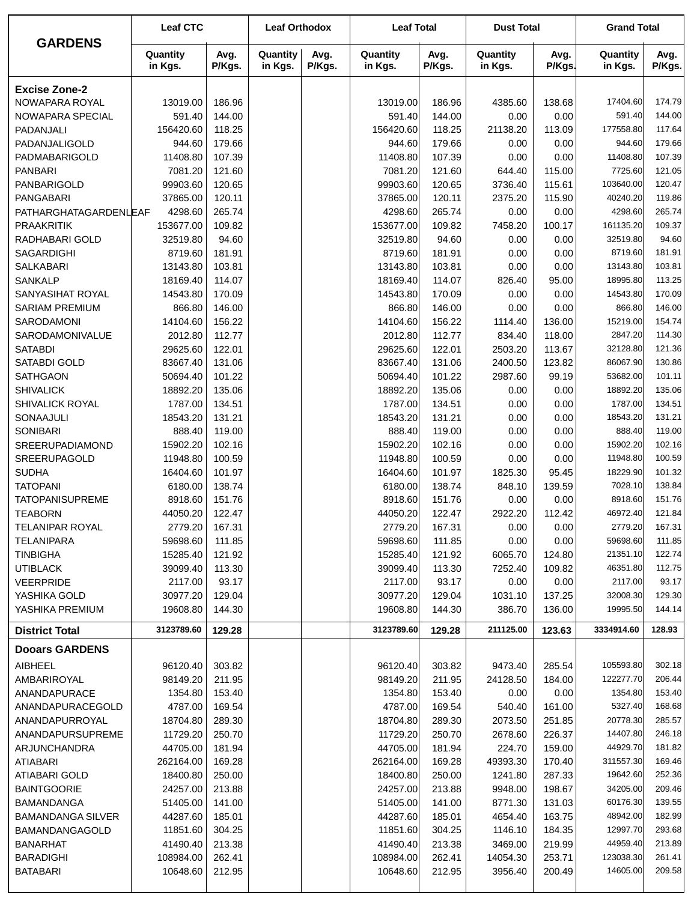| GARDENS | Leaf CTC | | Leaf Orthodox | | Leaf Total | | Dust Total | | Grand Total | |
|---|---|---|---|---|---|---|---|---|---|---|
| | Quantity in Kgs. | Avg. P/Kgs. | Quantity in Kgs. | Avg. P/Kgs. | Quantity in Kgs. | Avg. P/Kgs. | Quantity in Kgs. | Avg. P/Kgs. | Quantity in Kgs. | Avg. P/Kgs. |
| **Excise Zone-2** | | | | | | | | | | |
| NOWAPARA ROYAL | 13019.00 | 186.96 | | | 13019.00 | 186.96 | 4385.60 | 138.68 | 17404.60 | 174.79 |
| NOWAPARA SPECIAL | 591.40 | 144.00 | | | 591.40 | 144.00 | 0.00 | 0.00 | 591.40 | 144.00 |
| PADANJALI | 156420.60 | 118.25 | | | 156420.60 | 118.25 | 21138.20 | 113.09 | 177558.80 | 117.64 |
| PADANJALIGOLD | 944.60 | 179.66 | | | 944.60 | 179.66 | 0.00 | 0.00 | 944.60 | 179.66 |
| PADMABARIGOLD | 11408.80 | 107.39 | | | 11408.80 | 107.39 | 0.00 | 0.00 | 11408.80 | 107.39 |
| PANBARI | 7081.20 | 121.60 | | | 7081.20 | 121.60 | 644.40 | 115.00 | 7725.60 | 121.05 |
| PANBARIGOLD | 99903.60 | 120.65 | | | 99903.60 | 120.65 | 3736.40 | 115.61 | 103640.00 | 120.47 |
| PANGABARI | 37865.00 | 120.11 | | | 37865.00 | 120.11 | 2375.20 | 115.90 | 40240.20 | 119.86 |
| PATHARGHATAGARDENLEAF | 4298.60 | 265.74 | | | 4298.60 | 265.74 | 0.00 | 0.00 | 4298.60 | 265.74 |
| PRAAKRITIK | 153677.00 | 109.82 | | | 153677.00 | 109.82 | 7458.20 | 100.17 | 161135.20 | 109.37 |
| RADHABARI GOLD | 32519.80 | 94.60 | | | 32519.80 | 94.60 | 0.00 | 0.00 | 32519.80 | 94.60 |
| SAGARDIGHI | 8719.60 | 181.91 | | | 8719.60 | 181.91 | 0.00 | 0.00 | 8719.60 | 181.91 |
| SALKABARI | 13143.80 | 103.81 | | | 13143.80 | 103.81 | 0.00 | 0.00 | 13143.80 | 103.81 |
| SANKALP | 18169.40 | 114.07 | | | 18169.40 | 114.07 | 826.40 | 95.00 | 18995.80 | 113.25 |
| SANYASIHAT ROYAL | 14543.80 | 170.09 | | | 14543.80 | 170.09 | 0.00 | 0.00 | 14543.80 | 170.09 |
| SARIAM PREMIUM | 866.80 | 146.00 | | | 866.80 | 146.00 | 0.00 | 0.00 | 866.80 | 146.00 |
| SARODAMONI | 14104.60 | 156.22 | | | 14104.60 | 156.22 | 1114.40 | 136.00 | 15219.00 | 154.74 |
| SARODAMONIVALUE | 2012.80 | 112.77 | | | 2012.80 | 112.77 | 834.40 | 118.00 | 2847.20 | 114.30 |
| SATABDI | 29625.60 | 122.01 | | | 29625.60 | 122.01 | 2503.20 | 113.67 | 32128.80 | 121.36 |
| SATABDI GOLD | 83667.40 | 131.06 | | | 83667.40 | 131.06 | 2400.50 | 123.82 | 86067.90 | 130.86 |
| SATHGAON | 50694.40 | 101.22 | | | 50694.40 | 101.22 | 2987.60 | 99.19 | 53682.00 | 101.11 |
| SHIVALICK | 18892.20 | 135.06 | | | 18892.20 | 135.06 | 0.00 | 0.00 | 18892.20 | 135.06 |
| SHIVALICK ROYAL | 1787.00 | 134.51 | | | 1787.00 | 134.51 | 0.00 | 0.00 | 1787.00 | 134.51 |
| SONAAJULI | 18543.20 | 131.21 | | | 18543.20 | 131.21 | 0.00 | 0.00 | 18543.20 | 131.21 |
| SONIBARI | 888.40 | 119.00 | | | 888.40 | 119.00 | 0.00 | 0.00 | 888.40 | 119.00 |
| SREERUPADIAMOND | 15902.20 | 102.16 | | | 15902.20 | 102.16 | 0.00 | 0.00 | 15902.20 | 102.16 |
| SREERUPAGOLD | 11948.80 | 100.59 | | | 11948.80 | 100.59 | 0.00 | 0.00 | 11948.80 | 100.59 |
| SUDHA | 16404.60 | 101.97 | | | 16404.60 | 101.97 | 1825.30 | 95.45 | 18229.90 | 101.32 |
| TATOPANI | 6180.00 | 138.74 | | | 6180.00 | 138.74 | 848.10 | 139.59 | 7028.10 | 138.84 |
| TATOPANISUPREME | 8918.60 | 151.76 | | | 8918.60 | 151.76 | 0.00 | 0.00 | 8918.60 | 151.76 |
| TEABORN | 44050.20 | 122.47 | | | 44050.20 | 122.47 | 2922.20 | 112.42 | 46972.40 | 121.84 |
| TELANIPAR ROYAL | 2779.20 | 167.31 | | | 2779.20 | 167.31 | 0.00 | 0.00 | 2779.20 | 167.31 |
| TELANIPARA | 59698.60 | 111.85 | | | 59698.60 | 111.85 | 0.00 | 0.00 | 59698.60 | 111.85 |
| TINBIGHA | 15285.40 | 121.92 | | | 15285.40 | 121.92 | 6065.70 | 124.80 | 21351.10 | 122.74 |
| UTIBLACK | 39099.40 | 113.30 | | | 39099.40 | 113.30 | 7252.40 | 109.82 | 46351.80 | 112.75 |
| VEERPRIDE | 2117.00 | 93.17 | | | 2117.00 | 93.17 | 0.00 | 0.00 | 2117.00 | 93.17 |
| YASHIKA GOLD | 30977.20 | 129.04 | | | 30977.20 | 129.04 | 1031.10 | 137.25 | 32008.30 | 129.30 |
| YASHIKA PREMIUM | 19608.80 | 144.30 | | | 19608.80 | 144.30 | 386.70 | 136.00 | 19995.50 | 144.14 |
| **District Total** | **3123789.60** | **129.28** | | | **3123789.60** | **129.28** | **211125.00** | **123.63** | **3334914.60** | **128.93** |
| **Dooars GARDENS** | | | | | | | | | | |
| AIBHEEL | 96120.40 | 303.82 | | | 96120.40 | 303.82 | 9473.40 | 285.54 | 105593.80 | 302.18 |
| AMBARIROYAL | 98149.20 | 211.95 | | | 98149.20 | 211.95 | 24128.50 | 184.00 | 122277.70 | 206.44 |
| ANANDAPURACE | 1354.80 | 153.40 | | | 1354.80 | 153.40 | 0.00 | 0.00 | 1354.80 | 153.40 |
| ANANDAPURACEGOLD | 4787.00 | 169.54 | | | 4787.00 | 169.54 | 540.40 | 161.00 | 5327.40 | 168.68 |
| ANANDAPURROYAL | 18704.80 | 289.30 | | | 18704.80 | 289.30 | 2073.50 | 251.85 | 20778.30 | 285.57 |
| ANANDAPURSUPREME | 11729.20 | 250.70 | | | 11729.20 | 250.70 | 2678.60 | 226.37 | 14407.80 | 246.18 |
| ARJUNCHANDRA | 44705.00 | 181.94 | | | 44705.00 | 181.94 | 224.70 | 159.00 | 44929.70 | 181.82 |
| ATIABARI | 262164.00 | 169.28 | | | 262164.00 | 169.28 | 49393.30 | 170.40 | 311557.30 | 169.46 |
| ATIABARI GOLD | 18400.80 | 250.00 | | | 18400.80 | 250.00 | 1241.80 | 287.33 | 19642.60 | 252.36 |
| BAINTGOORIE | 24257.00 | 213.88 | | | 24257.00 | 213.88 | 9948.00 | 198.67 | 34205.00 | 209.46 |
| BAMANDANGA | 51405.00 | 141.00 | | | 51405.00 | 141.00 | 8771.30 | 131.03 | 60176.30 | 139.55 |
| BAMANDANGA SILVER | 44287.60 | 185.01 | | | 44287.60 | 185.01 | 4654.40 | 163.75 | 48942.00 | 182.99 |
| BAMANDANGAGOLD | 11851.60 | 304.25 | | | 11851.60 | 304.25 | 1146.10 | 184.35 | 12997.70 | 293.68 |
| BANARHAT | 41490.40 | 213.38 | | | 41490.40 | 213.38 | 3469.00 | 219.99 | 44959.40 | 213.89 |
| BARADIGHI | 108984.00 | 262.41 | | | 108984.00 | 262.41 | 14054.30 | 253.71 | 123038.30 | 261.41 |
| BATABARI | 10648.60 | 212.95 | | | 10648.60 | 212.95 | 3956.40 | 200.49 | 14605.00 | 209.58 |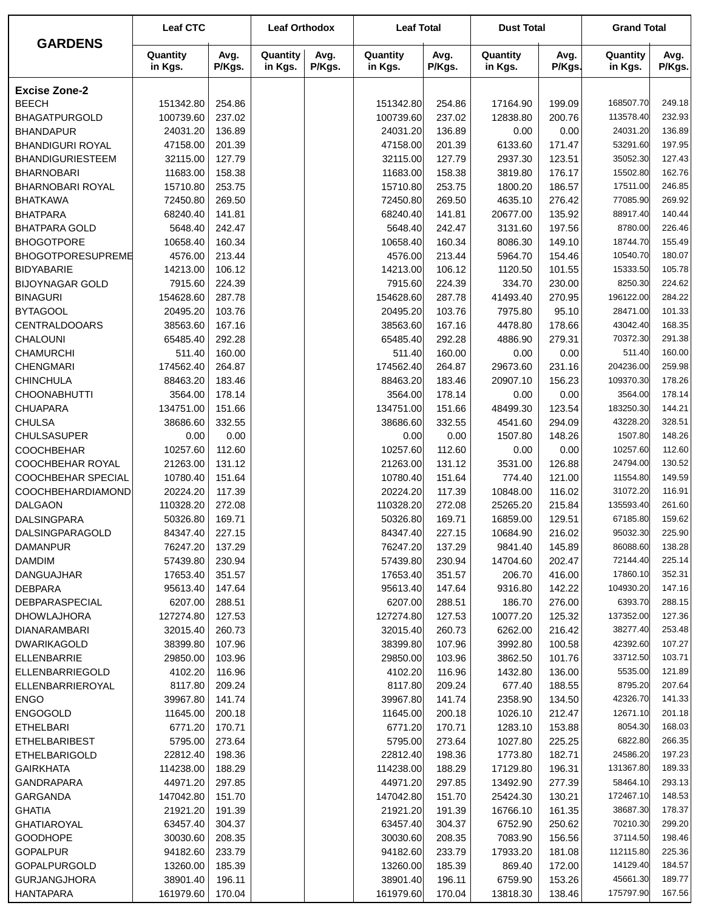| GARDENS | Leaf CTC | | Leaf Orthodox | | Leaf Total | | Dust Total | | Grand Total | |
|---|---|---|---|---|---|---|---|---|---|---|
| | Quantity in Kgs. | Avg. P/Kgs. | Quantity in Kgs. | Avg. P/Kgs. | Quantity in Kgs. | Avg. P/Kgs. | Quantity in Kgs. | Avg. P/Kgs. | Quantity in Kgs. | Avg. P/Kgs. |
| **Excise Zone-2** | | | | | | | | | | |
| BEECH | 151342.80 | 254.86 | | | 151342.80 | 254.86 | 17164.90 | 199.09 | 168507.70 | 249.18 |
| BHAGATPURGOLD | 100739.60 | 237.02 | | | 100739.60 | 237.02 | 12838.80 | 200.76 | 113578.40 | 232.93 |
| BHANDAPUR | 24031.20 | 136.89 | | | 24031.20 | 136.89 | 0.00 | 0.00 | 24031.20 | 136.89 |
| BHANDIGURI ROYAL | 47158.00 | 201.39 | | | 47158.00 | 201.39 | 6133.60 | 171.47 | 53291.60 | 197.95 |
| BHANDIGURIESTEEM | 32115.00 | 127.79 | | | 32115.00 | 127.79 | 2937.30 | 123.51 | 35052.30 | 127.43 |
| BHARNOBARI | 11683.00 | 158.38 | | | 11683.00 | 158.38 | 3819.80 | 176.17 | 15502.80 | 162.76 |
| BHARNOBARI ROYAL | 15710.80 | 253.75 | | | 15710.80 | 253.75 | 1800.20 | 186.57 | 17511.00 | 246.85 |
| BHATKAWA | 72450.80 | 269.50 | | | 72450.80 | 269.50 | 4635.10 | 276.42 | 77085.90 | 269.92 |
| BHATPARA | 68240.40 | 141.81 | | | 68240.40 | 141.81 | 20677.00 | 135.92 | 88917.40 | 140.44 |
| BHATPARA GOLD | 5648.40 | 242.47 | | | 5648.40 | 242.47 | 3131.60 | 197.56 | 8780.00 | 226.46 |
| BHOGOTPORE | 10658.40 | 160.34 | | | 10658.40 | 160.34 | 8086.30 | 149.10 | 18744.70 | 155.49 |
| BHOGOTPORESUPREME | 4576.00 | 213.44 | | | 4576.00 | 213.44 | 5964.70 | 154.46 | 10540.70 | 180.07 |
| BIDYABARIE | 14213.00 | 106.12 | | | 14213.00 | 106.12 | 1120.50 | 101.55 | 15333.50 | 105.78 |
| BIJOYNAGAR GOLD | 7915.60 | 224.39 | | | 7915.60 | 224.39 | 334.70 | 230.00 | 8250.30 | 224.62 |
| BINAGURI | 154628.60 | 287.78 | | | 154628.60 | 287.78 | 41493.40 | 270.95 | 196122.00 | 284.22 |
| BYTAGOOL | 20495.20 | 103.76 | | | 20495.20 | 103.76 | 7975.80 | 95.10 | 28471.00 | 101.33 |
| CENTRALDOOARS | 38563.60 | 167.16 | | | 38563.60 | 167.16 | 4478.80 | 178.66 | 43042.40 | 168.35 |
| CHALOUNI | 65485.40 | 292.28 | | | 65485.40 | 292.28 | 4886.90 | 279.31 | 70372.30 | 291.38 |
| CHAMURCHI | 511.40 | 160.00 | | | 511.40 | 160.00 | 0.00 | 0.00 | 511.40 | 160.00 |
| CHENGMARI | 174562.40 | 264.87 | | | 174562.40 | 264.87 | 29673.60 | 231.16 | 204236.00 | 259.98 |
| CHINCHULA | 88463.20 | 183.46 | | | 88463.20 | 183.46 | 20907.10 | 156.23 | 109370.30 | 178.26 |
| CHOONABHUTTI | 3564.00 | 178.14 | | | 3564.00 | 178.14 | 0.00 | 0.00 | 3564.00 | 178.14 |
| CHUAPARA | 134751.00 | 151.66 | | | 134751.00 | 151.66 | 48499.30 | 123.54 | 183250.30 | 144.21 |
| CHULSA | 38686.60 | 332.55 | | | 38686.60 | 332.55 | 4541.60 | 294.09 | 43228.20 | 328.51 |
| CHULSASUPER | 0.00 | 0.00 | | | 0.00 | 0.00 | 1507.80 | 148.26 | 1507.80 | 148.26 |
| COOCHBEHAR | 10257.60 | 112.60 | | | 10257.60 | 112.60 | 0.00 | 0.00 | 10257.60 | 112.60 |
| COOCHBEHAR ROYAL | 21263.00 | 131.12 | | | 21263.00 | 131.12 | 3531.00 | 126.88 | 24794.00 | 130.52 |
| COOCHBEHAR SPECIAL | 10780.40 | 151.64 | | | 10780.40 | 151.64 | 774.40 | 121.00 | 11554.80 | 149.59 |
| COOCHBEHARDIAMOND | 20224.20 | 117.39 | | | 20224.20 | 117.39 | 10848.00 | 116.02 | 31072.20 | 116.91 |
| DALGAON | 110328.20 | 272.08 | | | 110328.20 | 272.08 | 25265.20 | 215.84 | 135593.40 | 261.60 |
| DALSINGPARA | 50326.80 | 169.71 | | | 50326.80 | 169.71 | 16859.00 | 129.51 | 67185.80 | 159.62 |
| DALSINGPARAGOLD | 84347.40 | 227.15 | | | 84347.40 | 227.15 | 10684.90 | 216.02 | 95032.30 | 225.90 |
| DAMANPUR | 76247.20 | 137.29 | | | 76247.20 | 137.29 | 9841.40 | 145.89 | 86088.60 | 138.28 |
| DAMDIM | 57439.80 | 230.94 | | | 57439.80 | 230.94 | 14704.60 | 202.47 | 72144.40 | 225.14 |
| DANGUAJHAR | 17653.40 | 351.57 | | | 17653.40 | 351.57 | 206.70 | 416.00 | 17860.10 | 352.31 |
| DEBPARA | 95613.40 | 147.64 | | | 95613.40 | 147.64 | 9316.80 | 142.22 | 104930.20 | 147.16 |
| DEBPARASPECIAL | 6207.00 | 288.51 | | | 6207.00 | 288.51 | 186.70 | 276.00 | 6393.70 | 288.15 |
| DHOWLAJHORA | 127274.80 | 127.53 | | | 127274.80 | 127.53 | 10077.20 | 125.32 | 137352.00 | 127.36 |
| DIANARAMBARI | 32015.40 | 260.73 | | | 32015.40 | 260.73 | 6262.00 | 216.42 | 38277.40 | 253.48 |
| DWARIKAGOLD | 38399.80 | 107.96 | | | 38399.80 | 107.96 | 3992.80 | 100.58 | 42392.60 | 107.27 |
| ELLENBARRIE | 29850.00 | 103.96 | | | 29850.00 | 103.96 | 3862.50 | 101.76 | 33712.50 | 103.71 |
| ELLENBARRIEGOLD | 4102.20 | 116.96 | | | 4102.20 | 116.96 | 1432.80 | 136.00 | 5535.00 | 121.89 |
| ELLENBARRIEROYAL | 8117.80 | 209.24 | | | 8117.80 | 209.24 | 677.40 | 188.55 | 8795.20 | 207.64 |
| ENGO | 39967.80 | 141.74 | | | 39967.80 | 141.74 | 2358.90 | 134.50 | 42326.70 | 141.33 |
| ENGOGOLD | 11645.00 | 200.18 | | | 11645.00 | 200.18 | 1026.10 | 212.47 | 12671.10 | 201.18 |
| ETHELBARI | 6771.20 | 170.71 | | | 6771.20 | 170.71 | 1283.10 | 153.88 | 8054.30 | 168.03 |
| ETHELBARIBEST | 5795.00 | 273.64 | | | 5795.00 | 273.64 | 1027.80 | 225.25 | 6822.80 | 266.35 |
| ETHELBARIGOLD | 22812.40 | 198.36 | | | 22812.40 | 198.36 | 1773.80 | 182.71 | 24586.20 | 197.23 |
| GAIRKHATA | 114238.00 | 188.29 | | | 114238.00 | 188.29 | 17129.80 | 196.31 | 131367.80 | 189.33 |
| GANDRAPARA | 44971.20 | 297.85 | | | 44971.20 | 297.85 | 13492.90 | 277.39 | 58464.10 | 293.13 |
| GARGANDA | 147042.80 | 151.70 | | | 147042.80 | 151.70 | 25424.30 | 130.21 | 172467.10 | 148.53 |
| GHATIA | 21921.20 | 191.39 | | | 21921.20 | 191.39 | 16766.10 | 161.35 | 38687.30 | 178.37 |
| GHATIAROYAL | 63457.40 | 304.37 | | | 63457.40 | 304.37 | 6752.90 | 250.62 | 70210.30 | 299.20 |
| GOODHOPE | 30030.60 | 208.35 | | | 30030.60 | 208.35 | 7083.90 | 156.56 | 37114.50 | 198.46 |
| GOPALPUR | 94182.60 | 233.79 | | | 94182.60 | 233.79 | 17933.20 | 181.08 | 112115.80 | 225.36 |
| GOPALPURGOLD | 13260.00 | 185.39 | | | 13260.00 | 185.39 | 869.40 | 172.00 | 14129.40 | 184.57 |
| GURJANGJHORA | 38901.40 | 196.11 | | | 38901.40 | 196.11 | 6759.90 | 153.26 | 45661.30 | 189.77 |
| HANTAPARA | 161979.60 | 170.04 | | | 161979.60 | 170.04 | 13818.30 | 138.46 | 175797.90 | 167.56 |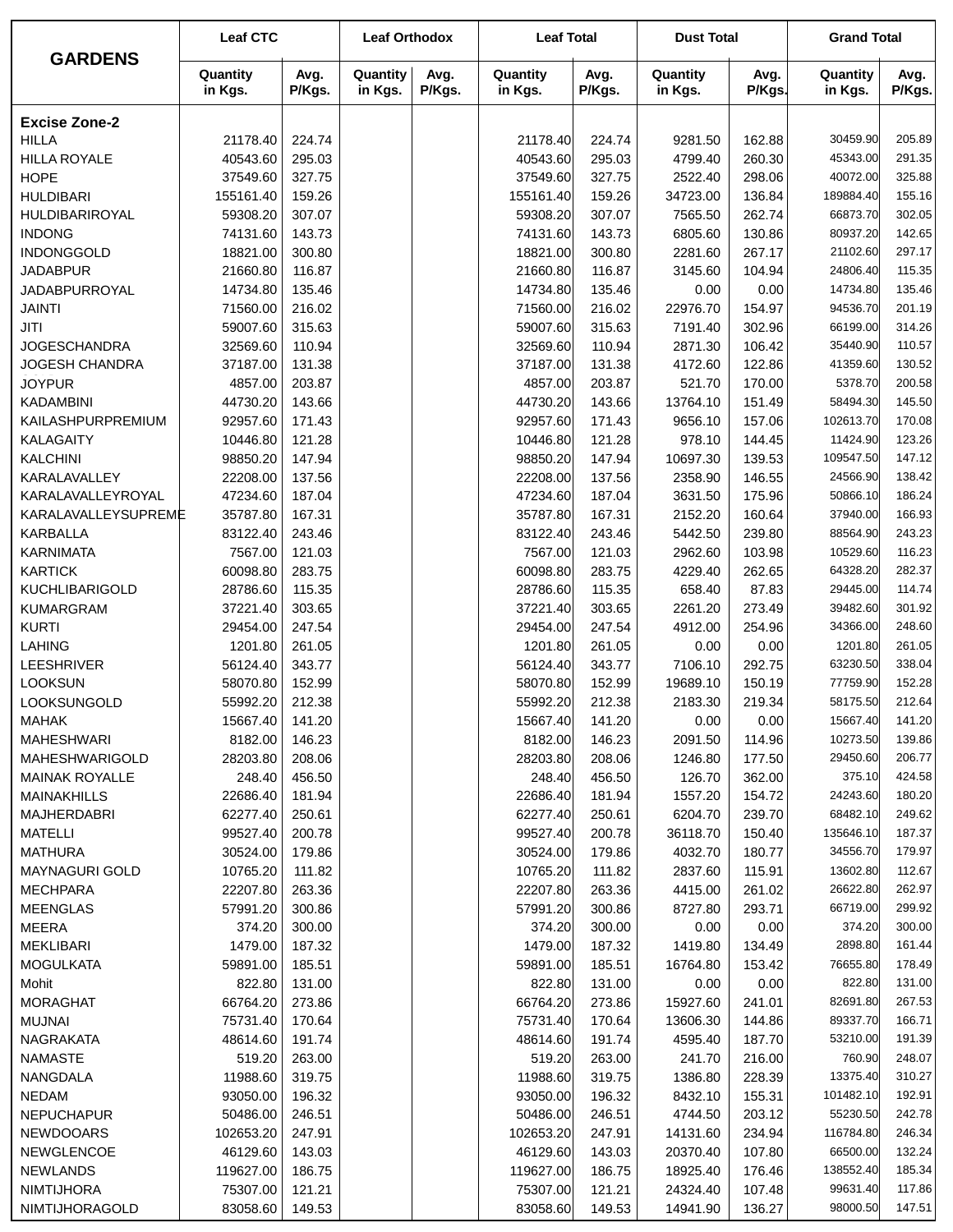| GARDENS | Leaf CTC | | Leaf Orthodox | | Leaf Total | | Dust Total | | Grand Total | |
|---|---|---|---|---|---|---|---|---|---|---|
| | Quantity in Kgs. | Avg. P/Kgs. | Quantity in Kgs. | Avg. P/Kgs. | Quantity in Kgs. | Avg. P/Kgs. | Quantity in Kgs. | Avg. P/Kgs. | Quantity in Kgs. | Avg. P/Kgs. |
| **Excise Zone-2** | | | | | | | | | | |
| HILLA | 21178.40 | 224.74 | | | 21178.40 | 224.74 | 9281.50 | 162.88 | 30459.90 | 205.89 |
| HILLA ROYALE | 40543.60 | 295.03 | | | 40543.60 | 295.03 | 4799.40 | 260.30 | 45343.00 | 291.35 |
| HOPE | 37549.60 | 327.75 | | | 37549.60 | 327.75 | 2522.40 | 298.06 | 40072.00 | 325.88 |
| HULDIBARI | 155161.40 | 159.26 | | | 155161.40 | 159.26 | 34723.00 | 136.84 | 189884.40 | 155.16 |
| HULDIBARIROYAL | 59308.20 | 307.07 | | | 59308.20 | 307.07 | 7565.50 | 262.74 | 66873.70 | 302.05 |
| INDONG | 74131.60 | 143.73 | | | 74131.60 | 143.73 | 6805.60 | 130.86 | 80937.20 | 142.65 |
| INDONGGOLD | 18821.00 | 300.80 | | | 18821.00 | 300.80 | 2281.60 | 267.17 | 21102.60 | 297.17 |
| JADABPUR | 21660.80 | 116.87 | | | 21660.80 | 116.87 | 3145.60 | 104.94 | 24806.40 | 115.35 |
| JADABPURROYAL | 14734.80 | 135.46 | | | 14734.80 | 135.46 | 0.00 | 0.00 | 14734.80 | 135.46 |
| JAINTI | 71560.00 | 216.02 | | | 71560.00 | 216.02 | 22976.70 | 154.97 | 94536.70 | 201.19 |
| JITI | 59007.60 | 315.63 | | | 59007.60 | 315.63 | 7191.40 | 302.96 | 66199.00 | 314.26 |
| JOGESCHANDRA | 32569.60 | 110.94 | | | 32569.60 | 110.94 | 2871.30 | 106.42 | 35440.90 | 110.57 |
| JOGESH CHANDRA | 37187.00 | 131.38 | | | 37187.00 | 131.38 | 4172.60 | 122.86 | 41359.60 | 130.52 |
| JOYPUR | 4857.00 | 203.87 | | | 4857.00 | 203.87 | 521.70 | 170.00 | 5378.70 | 200.58 |
| KADAMBINI | 44730.20 | 143.66 | | | 44730.20 | 143.66 | 13764.10 | 151.49 | 58494.30 | 145.50 |
| KAILASHPURPREMIUM | 92957.60 | 171.43 | | | 92957.60 | 171.43 | 9656.10 | 157.06 | 102613.70 | 170.08 |
| KALAGAITY | 10446.80 | 121.28 | | | 10446.80 | 121.28 | 978.10 | 144.45 | 11424.90 | 123.26 |
| KALCHINI | 98850.20 | 147.94 | | | 98850.20 | 147.94 | 10697.30 | 139.53 | 109547.50 | 147.12 |
| KARALAVALLEY | 22208.00 | 137.56 | | | 22208.00 | 137.56 | 2358.90 | 146.55 | 24566.90 | 138.42 |
| KARALAVALLEYROYAL | 47234.60 | 187.04 | | | 47234.60 | 187.04 | 3631.50 | 175.96 | 50866.10 | 186.24 |
| KARALAVALLEYSUPREME | 35787.80 | 167.31 | | | 35787.80 | 167.31 | 2152.20 | 160.64 | 37940.00 | 166.93 |
| KARBALLA | 83122.40 | 243.46 | | | 83122.40 | 243.46 | 5442.50 | 239.80 | 88564.90 | 243.23 |
| KARNIMATA | 7567.00 | 121.03 | | | 7567.00 | 121.03 | 2962.60 | 103.98 | 10529.60 | 116.23 |
| KARTICK | 60098.80 | 283.75 | | | 60098.80 | 283.75 | 4229.40 | 262.65 | 64328.20 | 282.37 |
| KUCHLIBARIGOLD | 28786.60 | 115.35 | | | 28786.60 | 115.35 | 658.40 | 87.83 | 29445.00 | 114.74 |
| KUMARGRAM | 37221.40 | 303.65 | | | 37221.40 | 303.65 | 2261.20 | 273.49 | 39482.60 | 301.92 |
| KURTI | 29454.00 | 247.54 | | | 29454.00 | 247.54 | 4912.00 | 254.96 | 34366.00 | 248.60 |
| LAHING | 1201.80 | 261.05 | | | 1201.80 | 261.05 | 0.00 | 0.00 | 1201.80 | 261.05 |
| LEESHRIVER | 56124.40 | 343.77 | | | 56124.40 | 343.77 | 7106.10 | 292.75 | 63230.50 | 338.04 |
| LOOKSUN | 58070.80 | 152.99 | | | 58070.80 | 152.99 | 19689.10 | 150.19 | 77759.90 | 152.28 |
| LOOKSUNGOLD | 55992.20 | 212.38 | | | 55992.20 | 212.38 | 2183.30 | 219.34 | 58175.50 | 212.64 |
| MAHAK | 15667.40 | 141.20 | | | 15667.40 | 141.20 | 0.00 | 0.00 | 15667.40 | 141.20 |
| MAHESHWARI | 8182.00 | 146.23 | | | 8182.00 | 146.23 | 2091.50 | 114.96 | 10273.50 | 139.86 |
| MAHESHWARIGOLD | 28203.80 | 208.06 | | | 28203.80 | 208.06 | 1246.80 | 177.50 | 29450.60 | 206.77 |
| MAINAK ROYALLE | 248.40 | 456.50 | | | 248.40 | 456.50 | 126.70 | 362.00 | 375.10 | 424.58 |
| MAINAKHILLS | 22686.40 | 181.94 | | | 22686.40 | 181.94 | 1557.20 | 154.72 | 24243.60 | 180.20 |
| MAJHERDABRI | 62277.40 | 250.61 | | | 62277.40 | 250.61 | 6204.70 | 239.70 | 68482.10 | 249.62 |
| MATELLI | 99527.40 | 200.78 | | | 99527.40 | 200.78 | 36118.70 | 150.40 | 135646.10 | 187.37 |
| MATHURA | 30524.00 | 179.86 | | | 30524.00 | 179.86 | 4032.70 | 180.77 | 34556.70 | 179.97 |
| MAYNAGURI GOLD | 10765.20 | 111.82 | | | 10765.20 | 111.82 | 2837.60 | 115.91 | 13602.80 | 112.67 |
| MECHPARA | 22207.80 | 263.36 | | | 22207.80 | 263.36 | 4415.00 | 261.02 | 26622.80 | 262.97 |
| MEENGLAS | 57991.20 | 300.86 | | | 57991.20 | 300.86 | 8727.80 | 293.71 | 66719.00 | 299.92 |
| MEERA | 374.20 | 300.00 | | | 374.20 | 300.00 | 0.00 | 0.00 | 374.20 | 300.00 |
| MEKLIBARI | 1479.00 | 187.32 | | | 1479.00 | 187.32 | 1419.80 | 134.49 | 2898.80 | 161.44 |
| MOGULKATA | 59891.00 | 185.51 | | | 59891.00 | 185.51 | 16764.80 | 153.42 | 76655.80 | 178.49 |
| Mohit | 822.80 | 131.00 | | | 822.80 | 131.00 | 0.00 | 0.00 | 822.80 | 131.00 |
| MORAGHAT | 66764.20 | 273.86 | | | 66764.20 | 273.86 | 15927.60 | 241.01 | 82691.80 | 267.53 |
| MUJNAI | 75731.40 | 170.64 | | | 75731.40 | 170.64 | 13606.30 | 144.86 | 89337.70 | 166.71 |
| NAGRAKATA | 48614.60 | 191.74 | | | 48614.60 | 191.74 | 4595.40 | 187.70 | 53210.00 | 191.39 |
| NAMASTE | 519.20 | 263.00 | | | 519.20 | 263.00 | 241.70 | 216.00 | 760.90 | 248.07 |
| NANGDALA | 11988.60 | 319.75 | | | 11988.60 | 319.75 | 1386.80 | 228.39 | 13375.40 | 310.27 |
| NEDAM | 93050.00 | 196.32 | | | 93050.00 | 196.32 | 8432.10 | 155.31 | 101482.10 | 192.91 |
| NEPUCHAPUR | 50486.00 | 246.51 | | | 50486.00 | 246.51 | 4744.50 | 203.12 | 55230.50 | 242.78 |
| NEWDOOARS | 102653.20 | 247.91 | | | 102653.20 | 247.91 | 14131.60 | 234.94 | 116784.80 | 246.34 |
| NEWGLENCOE | 46129.60 | 143.03 | | | 46129.60 | 143.03 | 20370.40 | 107.80 | 66500.00 | 132.24 |
| NEWLANDS | 119627.00 | 186.75 | | | 119627.00 | 186.75 | 18925.40 | 176.46 | 138552.40 | 185.34 |
| NIMTIJHORA | 75307.00 | 121.21 | | | 75307.00 | 121.21 | 24324.40 | 107.48 | 99631.40 | 117.86 |
| NIMTIJHORAGOLD | 83058.60 | 149.53 | | | 83058.60 | 149.53 | 14941.90 | 136.27 | 98000.50 | 147.51 |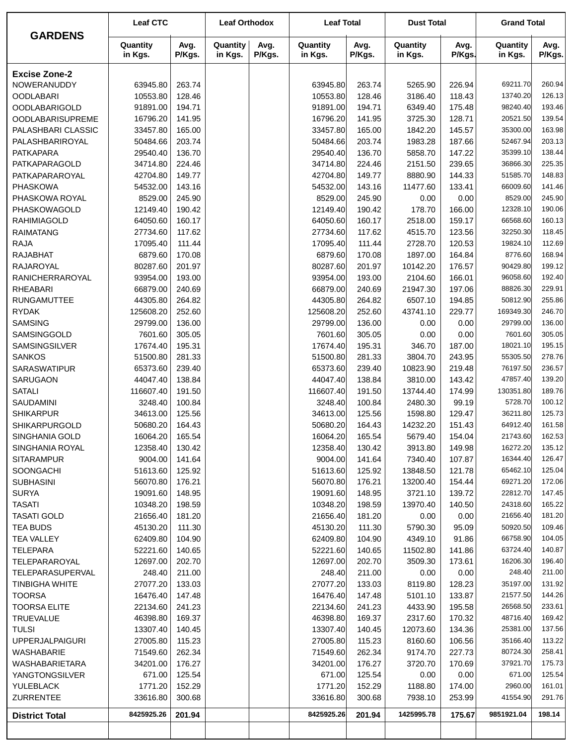| GARDENS | Leaf CTC | | Leaf Orthodox | | Leaf Total | | Dust Total | | Grand Total | |
|---|---|---|---|---|---|---|---|---|---|---|
| | Quantity in Kgs. | Avg. P/Kgs. | Quantity in Kgs. | Avg. P/Kgs. | Quantity in Kgs. | Avg. P/Kgs. | Quantity in Kgs. | Avg. P/Kgs. | Quantity in Kgs. | Avg. P/Kgs. |
| **Excise Zone-2** | | | | | | | | | | |
| NOWERANUDDY | 63945.80 | 263.74 | | | 63945.80 | 263.74 | 5265.90 | 226.94 | 69211.70 | 260.94 |
| OODLABARI | 10553.80 | 128.46 | | | 10553.80 | 128.46 | 3186.40 | 118.43 | 13740.20 | 126.13 |
| OODLABARIGOLD | 91891.00 | 194.71 | | | 91891.00 | 194.71 | 6349.40 | 175.48 | 98240.40 | 193.46 |
| OODLABARISUPREME | 16796.20 | 141.95 | | | 16796.20 | 141.95 | 3725.30 | 128.71 | 20521.50 | 139.54 |
| PALASHBARI CLASSIC | 33457.80 | 165.00 | | | 33457.80 | 165.00 | 1842.20 | 145.57 | 35300.00 | 163.98 |
| PALASHBARIROYAL | 50484.66 | 203.74 | | | 50484.66 | 203.74 | 1983.28 | 187.66 | 52467.94 | 203.13 |
| PATKAPARA | 29540.40 | 136.70 | | | 29540.40 | 136.70 | 5858.70 | 147.22 | 35399.10 | 138.44 |
| PATKAPARAGOLD | 34714.80 | 224.46 | | | 34714.80 | 224.46 | 2151.50 | 239.65 | 36866.30 | 225.35 |
| PATKAPARAROYAL | 42704.80 | 149.77 | | | 42704.80 | 149.77 | 8880.90 | 144.33 | 51585.70 | 148.83 |
| PHASKOWA | 54532.00 | 143.16 | | | 54532.00 | 143.16 | 11477.60 | 133.41 | 66009.60 | 141.46 |
| PHASKOWA ROYAL | 8529.00 | 245.90 | | | 8529.00 | 245.90 | 0.00 | 0.00 | 8529.00 | 245.90 |
| PHASKOWAGOLD | 12149.40 | 190.42 | | | 12149.40 | 190.42 | 178.70 | 166.00 | 12328.10 | 190.06 |
| RAHIMIAGOLD | 64050.60 | 160.17 | | | 64050.60 | 160.17 | 2518.00 | 159.17 | 66568.60 | 160.13 |
| RAIMATANG | 27734.60 | 117.62 | | | 27734.60 | 117.62 | 4515.70 | 123.56 | 32250.30 | 118.45 |
| RAJA | 17095.40 | 111.44 | | | 17095.40 | 111.44 | 2728.70 | 120.53 | 19824.10 | 112.69 |
| RAJABHAT | 6879.60 | 170.08 | | | 6879.60 | 170.08 | 1897.00 | 164.84 | 8776.60 | 168.94 |
| RAJAROYAL | 80287.60 | 201.97 | | | 80287.60 | 201.97 | 10142.20 | 176.57 | 90429.80 | 199.12 |
| RANICHERRAROYAL | 93954.00 | 193.00 | | | 93954.00 | 193.00 | 2104.60 | 166.01 | 96058.60 | 192.40 |
| RHEABARI | 66879.00 | 240.69 | | | 66879.00 | 240.69 | 21947.30 | 197.06 | 88826.30 | 229.91 |
| RUNGAMUTTEE | 44305.80 | 264.82 | | | 44305.80 | 264.82 | 6507.10 | 194.85 | 50812.90 | 255.86 |
| RYDAK | 125608.20 | 252.60 | | | 125608.20 | 252.60 | 43741.10 | 229.77 | 169349.30 | 246.70 |
| SAMSING | 29799.00 | 136.00 | | | 29799.00 | 136.00 | 0.00 | 0.00 | 29799.00 | 136.00 |
| SAMSINGGOLD | 7601.60 | 305.05 | | | 7601.60 | 305.05 | 0.00 | 0.00 | 7601.60 | 305.05 |
| SAMSINGSILVER | 17674.40 | 195.31 | | | 17674.40 | 195.31 | 346.70 | 187.00 | 18021.10 | 195.15 |
| SANKOS | 51500.80 | 281.33 | | | 51500.80 | 281.33 | 3804.70 | 243.95 | 55305.50 | 278.76 |
| SARASWATIPUR | 65373.60 | 239.40 | | | 65373.60 | 239.40 | 10823.90 | 219.48 | 76197.50 | 236.57 |
| SARUGAON | 44047.40 | 138.84 | | | 44047.40 | 138.84 | 3810.00 | 143.42 | 47857.40 | 139.20 |
| SATALI | 116607.40 | 191.50 | | | 116607.40 | 191.50 | 13744.40 | 174.99 | 130351.80 | 189.76 |
| SAUDAMINI | 3248.40 | 100.84 | | | 3248.40 | 100.84 | 2480.30 | 99.19 | 5728.70 | 100.12 |
| SHIKARPUR | 34613.00 | 125.56 | | | 34613.00 | 125.56 | 1598.80 | 129.47 | 36211.80 | 125.73 |
| SHIKARPURGOLD | 50680.20 | 164.43 | | | 50680.20 | 164.43 | 14232.20 | 151.43 | 64912.40 | 161.58 |
| SINGHANIA GOLD | 16064.20 | 165.54 | | | 16064.20 | 165.54 | 5679.40 | 154.04 | 21743.60 | 162.53 |
| SINGHANIA ROYAL | 12358.40 | 130.42 | | | 12358.40 | 130.42 | 3913.80 | 149.98 | 16272.20 | 135.12 |
| SITARAMPUR | 9004.00 | 141.64 | | | 9004.00 | 141.64 | 7340.40 | 107.87 | 16344.40 | 126.47 |
| SOONGACHI | 51613.60 | 125.92 | | | 51613.60 | 125.92 | 13848.50 | 121.78 | 65462.10 | 125.04 |
| SUBHASINI | 56070.80 | 176.21 | | | 56070.80 | 176.21 | 13200.40 | 154.44 | 69271.20 | 172.06 |
| SURYA | 19091.60 | 148.95 | | | 19091.60 | 148.95 | 3721.10 | 139.72 | 22812.70 | 147.45 |
| TASATI | 10348.20 | 198.59 | | | 10348.20 | 198.59 | 13970.40 | 140.50 | 24318.60 | 165.22 |
| TASATI GOLD | 21656.40 | 181.20 | | | 21656.40 | 181.20 | 0.00 | 0.00 | 21656.40 | 181.20 |
| TEA BUDS | 45130.20 | 111.30 | | | 45130.20 | 111.30 | 5790.30 | 95.09 | 50920.50 | 109.46 |
| TEA VALLEY | 62409.80 | 104.90 | | | 62409.80 | 104.90 | 4349.10 | 91.86 | 66758.90 | 104.05 |
| TELEPARA | 52221.60 | 140.65 | | | 52221.60 | 140.65 | 11502.80 | 141.86 | 63724.40 | 140.87 |
| TELEPARAROYAL | 12697.00 | 202.70 | | | 12697.00 | 202.70 | 3509.30 | 173.61 | 16206.30 | 196.40 |
| TELEPARASUPERVAL | 248.40 | 211.00 | | | 248.40 | 211.00 | 0.00 | 0.00 | 248.40 | 211.00 |
| TINBIGHA WHITE | 27077.20 | 133.03 | | | 27077.20 | 133.03 | 8119.80 | 128.23 | 35197.00 | 131.92 |
| TOORSA | 16476.40 | 147.48 | | | 16476.40 | 147.48 | 5101.10 | 133.87 | 21577.50 | 144.26 |
| TOORSA ELITE | 22134.60 | 241.23 | | | 22134.60 | 241.23 | 4433.90 | 195.58 | 26568.50 | 233.61 |
| TRUEVALUE | 46398.80 | 169.37 | | | 46398.80 | 169.37 | 2317.60 | 170.32 | 48716.40 | 169.42 |
| TULSI | 13307.40 | 140.45 | | | 13307.40 | 140.45 | 12073.60 | 134.36 | 25381.00 | 137.56 |
| UPPERJALPAIGURI | 27005.80 | 115.23 | | | 27005.80 | 115.23 | 8160.60 | 106.56 | 35166.40 | 113.22 |
| WASHABARIE | 71549.60 | 262.34 | | | 71549.60 | 262.34 | 9174.70 | 227.73 | 80724.30 | 258.41 |
| WASHABARIETARA | 34201.00 | 176.27 | | | 34201.00 | 176.27 | 3720.70 | 170.69 | 37921.70 | 175.73 |
| YANGTONGSILVER | 671.00 | 125.54 | | | 671.00 | 125.54 | 0.00 | 0.00 | 671.00 | 125.54 |
| YULEBLACK | 1771.20 | 152.29 | | | 1771.20 | 152.29 | 1188.80 | 174.00 | 2960.00 | 161.01 |
| ZURRENTEE | 33616.80 | 300.68 | | | 33616.80 | 300.68 | 7938.10 | 253.99 | 41554.90 | 291.76 |
| **District Total** | **8425925.26** | **201.94** | | | **8425925.26** | **201.94** | **1425995.78** | **175.67** | **9851921.04** | **198.14** |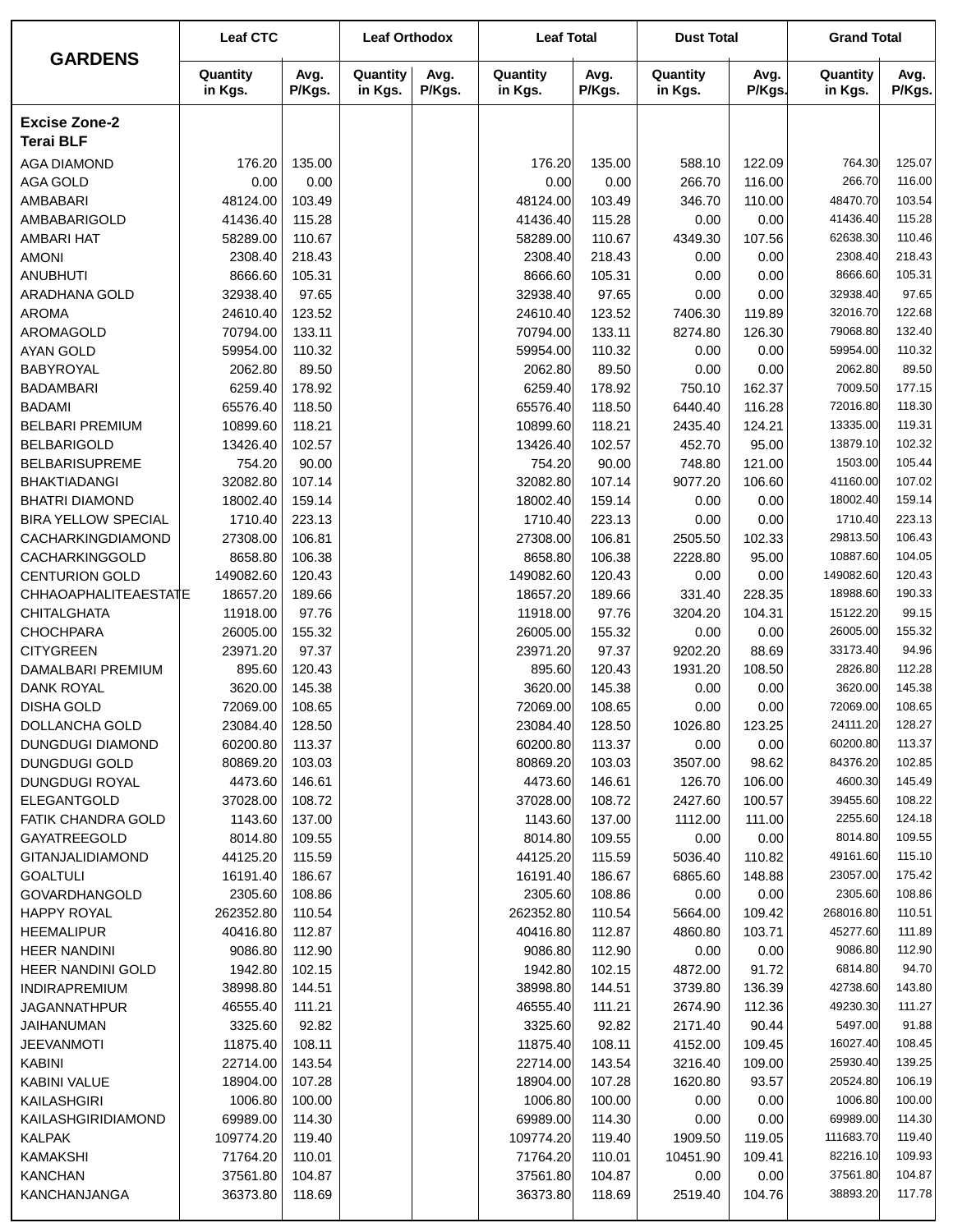| GARDENS | Leaf CTC | | Leaf Orthodox | | Leaf Total | | Dust Total | | Grand Total | |
|---|---|---|---|---|---|---|---|---|---|---|
| | Quantity in Kgs. | Avg. P/Kgs. | Quantity in Kgs. | Avg. P/Kgs. | Quantity in Kgs. | Avg. P/Kgs. | Quantity in Kgs. | Avg. P/Kgs. | Quantity in Kgs. | Avg. P/Kgs. |
| **Excise Zone-2** | | | | | | | | | | |
| **Terai BLF** | | | | | | | | | | |
| AGA DIAMOND | 176.20 | 135.00 | | | 176.20 | 135.00 | 588.10 | 122.09 | 764.30 | 125.07 |
| AGA GOLD | 0.00 | 0.00 | | | 0.00 | 0.00 | 266.70 | 116.00 | 266.70 | 116.00 |
| AMBABARI | 48124.00 | 103.49 | | | 48124.00 | 103.49 | 346.70 | 110.00 | 48470.70 | 103.54 |
| AMBABARIGOLD | 41436.40 | 115.28 | | | 41436.40 | 115.28 | 0.00 | 0.00 | 41436.40 | 115.28 |
| AMBARI HAT | 58289.00 | 110.67 | | | 58289.00 | 110.67 | 4349.30 | 107.56 | 62638.30 | 110.46 |
| AMONI | 2308.40 | 218.43 | | | 2308.40 | 218.43 | 0.00 | 0.00 | 2308.40 | 218.43 |
| ANUBHUTI | 8666.60 | 105.31 | | | 8666.60 | 105.31 | 0.00 | 0.00 | 8666.60 | 105.31 |
| ARADHANA GOLD | 32938.40 | 97.65 | | | 32938.40 | 97.65 | 0.00 | 0.00 | 32938.40 | 97.65 |
| AROMA | 24610.40 | 123.52 | | | 24610.40 | 123.52 | 7406.30 | 119.89 | 32016.70 | 122.68 |
| AROMAGOLD | 70794.00 | 133.11 | | | 70794.00 | 133.11 | 8274.80 | 126.30 | 79068.80 | 132.40 |
| AYAN GOLD | 59954.00 | 110.32 | | | 59954.00 | 110.32 | 0.00 | 0.00 | 59954.00 | 110.32 |
| BABYROYAL | 2062.80 | 89.50 | | | 2062.80 | 89.50 | 0.00 | 0.00 | 2062.80 | 89.50 |
| BADAMBARI | 6259.40 | 178.92 | | | 6259.40 | 178.92 | 750.10 | 162.37 | 7009.50 | 177.15 |
| BADAMI | 65576.40 | 118.50 | | | 65576.40 | 118.50 | 6440.40 | 116.28 | 72016.80 | 118.30 |
| BELBARI PREMIUM | 10899.60 | 118.21 | | | 10899.60 | 118.21 | 2435.40 | 124.21 | 13335.00 | 119.31 |
| BELBARIGOLD | 13426.40 | 102.57 | | | 13426.40 | 102.57 | 452.70 | 95.00 | 13879.10 | 102.32 |
| BELBARISUPREME | 754.20 | 90.00 | | | 754.20 | 90.00 | 748.80 | 121.00 | 1503.00 | 105.44 |
| BHAKTIADANGI | 32082.80 | 107.14 | | | 32082.80 | 107.14 | 9077.20 | 106.60 | 41160.00 | 107.02 |
| BHATRI DIAMOND | 18002.40 | 159.14 | | | 18002.40 | 159.14 | 0.00 | 0.00 | 18002.40 | 159.14 |
| BIRA YELLOW SPECIAL | 1710.40 | 223.13 | | | 1710.40 | 223.13 | 0.00 | 0.00 | 1710.40 | 223.13 |
| CACHARKINGDIAMOND | 27308.00 | 106.81 | | | 27308.00 | 106.81 | 2505.50 | 102.33 | 29813.50 | 106.43 |
| CACHARKINGGOLD | 8658.80 | 106.38 | | | 8658.80 | 106.38 | 2228.80 | 95.00 | 10887.60 | 104.05 |
| CENTURION GOLD | 149082.60 | 120.43 | | | 149082.60 | 120.43 | 0.00 | 0.00 | 149082.60 | 120.43 |
| CHHAOAPHALITEAESTATE | 18657.20 | 189.66 | | | 18657.20 | 189.66 | 331.40 | 228.35 | 18988.60 | 190.33 |
| CHITALGHATA | 11918.00 | 97.76 | | | 11918.00 | 97.76 | 3204.20 | 104.31 | 15122.20 | 99.15 |
| CHOCHPARA | 26005.00 | 155.32 | | | 26005.00 | 155.32 | 0.00 | 0.00 | 26005.00 | 155.32 |
| CITYGREEN | 23971.20 | 97.37 | | | 23971.20 | 97.37 | 9202.20 | 88.69 | 33173.40 | 94.96 |
| DAMALBARI PREMIUM | 895.60 | 120.43 | | | 895.60 | 120.43 | 1931.20 | 108.50 | 2826.80 | 112.28 |
| DANK ROYAL | 3620.00 | 145.38 | | | 3620.00 | 145.38 | 0.00 | 0.00 | 3620.00 | 145.38 |
| DISHA GOLD | 72069.00 | 108.65 | | | 72069.00 | 108.65 | 0.00 | 0.00 | 72069.00 | 108.65 |
| DOLLANCHA GOLD | 23084.40 | 128.50 | | | 23084.40 | 128.50 | 1026.80 | 123.25 | 24111.20 | 128.27 |
| DUNGDUGI DIAMOND | 60200.80 | 113.37 | | | 60200.80 | 113.37 | 0.00 | 0.00 | 60200.80 | 113.37 |
| DUNGDUGI GOLD | 80869.20 | 103.03 | | | 80869.20 | 103.03 | 3507.00 | 98.62 | 84376.20 | 102.85 |
| DUNGDUGI ROYAL | 4473.60 | 146.61 | | | 4473.60 | 146.61 | 126.70 | 106.00 | 4600.30 | 145.49 |
| ELEGANTGOLD | 37028.00 | 108.72 | | | 37028.00 | 108.72 | 2427.60 | 100.57 | 39455.60 | 108.22 |
| FATIK CHANDRA GOLD | 1143.60 | 137.00 | | | 1143.60 | 137.00 | 1112.00 | 111.00 | 2255.60 | 124.18 |
| GAYATREEGOLD | 8014.80 | 109.55 | | | 8014.80 | 109.55 | 0.00 | 0.00 | 8014.80 | 109.55 |
| GITANJALIDIAMOND | 44125.20 | 115.59 | | | 44125.20 | 115.59 | 5036.40 | 110.82 | 49161.60 | 115.10 |
| GOALTULI | 16191.40 | 186.67 | | | 16191.40 | 186.67 | 6865.60 | 148.88 | 23057.00 | 175.42 |
| GOVARDHANGOLD | 2305.60 | 108.86 | | | 2305.60 | 108.86 | 0.00 | 0.00 | 2305.60 | 108.86 |
| HAPPY ROYAL | 262352.80 | 110.54 | | | 262352.80 | 110.54 | 5664.00 | 109.42 | 268016.80 | 110.51 |
| HEEMALIPUR | 40416.80 | 112.87 | | | 40416.80 | 112.87 | 4860.80 | 103.71 | 45277.60 | 111.89 |
| HEER NANDINI | 9086.80 | 112.90 | | | 9086.80 | 112.90 | 0.00 | 0.00 | 9086.80 | 112.90 |
| HEER NANDINI GOLD | 1942.80 | 102.15 | | | 1942.80 | 102.15 | 4872.00 | 91.72 | 6814.80 | 94.70 |
| INDIRAPREMIUM | 38998.80 | 144.51 | | | 38998.80 | 144.51 | 3739.80 | 136.39 | 42738.60 | 143.80 |
| JAGANNATHPUR | 46555.40 | 111.21 | | | 46555.40 | 111.21 | 2674.90 | 112.36 | 49230.30 | 111.27 |
| JAIHANUMAN | 3325.60 | 92.82 | | | 3325.60 | 92.82 | 2171.40 | 90.44 | 5497.00 | 91.88 |
| JEEVANMOTI | 11875.40 | 108.11 | | | 11875.40 | 108.11 | 4152.00 | 109.45 | 16027.40 | 108.45 |
| KABINI | 22714.00 | 143.54 | | | 22714.00 | 143.54 | 3216.40 | 109.00 | 25930.40 | 139.25 |
| KABINI VALUE | 18904.00 | 107.28 | | | 18904.00 | 107.28 | 1620.80 | 93.57 | 20524.80 | 106.19 |
| KAILASHGIRI | 1006.80 | 100.00 | | | 1006.80 | 100.00 | 0.00 | 0.00 | 1006.80 | 100.00 |
| KAILASHGIRIDIAMOND | 69989.00 | 114.30 | | | 69989.00 | 114.30 | 0.00 | 0.00 | 69989.00 | 114.30 |
| KALPAK | 109774.20 | 119.40 | | | 109774.20 | 119.40 | 1909.50 | 119.05 | 111683.70 | 119.40 |
| KAMAKSHI | 71764.20 | 110.01 | | | 71764.20 | 110.01 | 10451.90 | 109.41 | 82216.10 | 109.93 |
| KANCHAN | 37561.80 | 104.87 | | | 37561.80 | 104.87 | 0.00 | 0.00 | 37561.80 | 104.87 |
| KANCHANJANGA | 36373.80 | 118.69 | | | 36373.80 | 118.69 | 2519.40 | 104.76 | 38893.20 | 117.78 |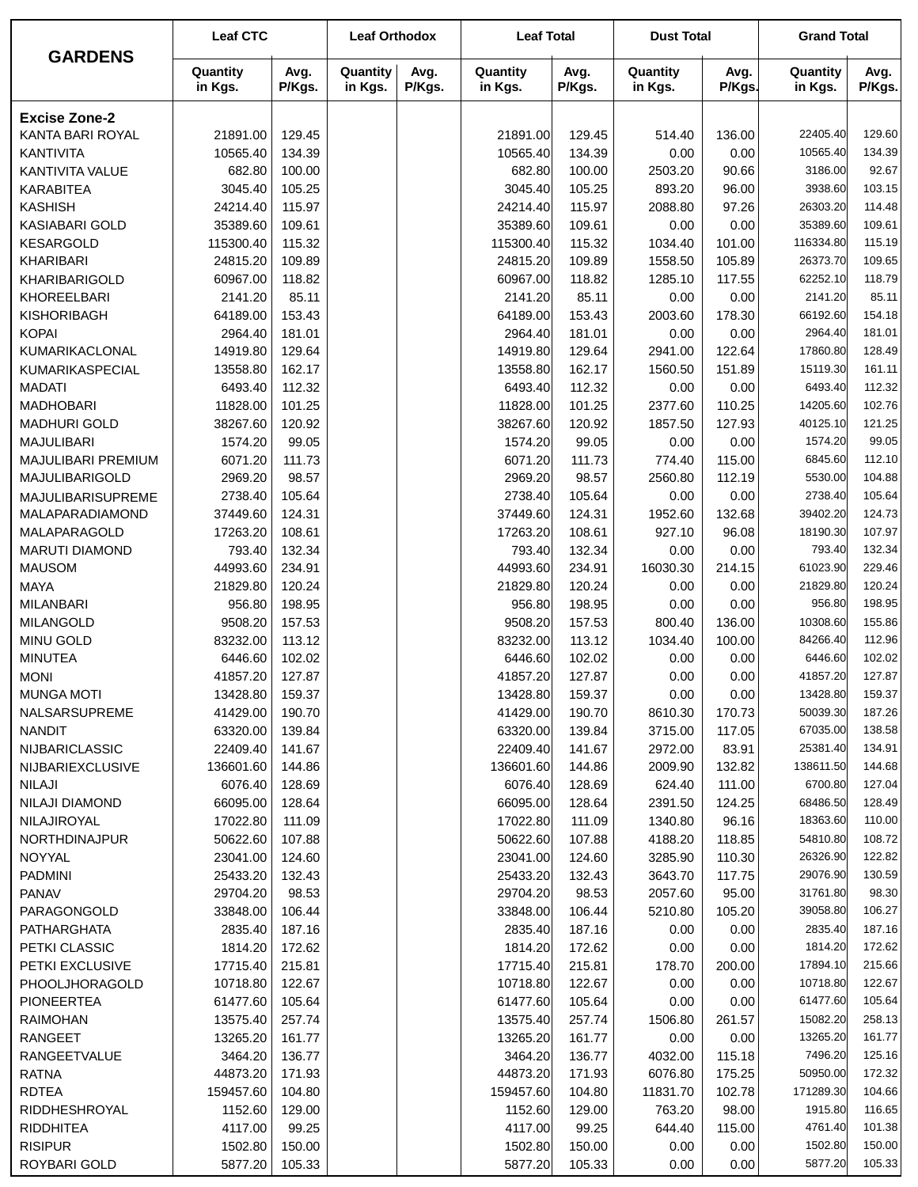| GARDENS | Leaf CTC | | Leaf Orthodox | | Leaf Total | | Dust Total | | Grand Total | |
|---|---|---|---|---|---|---|---|---|---|---|
| | Quantity in Kgs. | Avg. P/Kgs. | Quantity in Kgs. | Avg. P/Kgs. | Quantity in Kgs. | Avg. P/Kgs. | Quantity in Kgs. | Avg. P/Kgs. | Quantity in Kgs. | Avg. P/Kgs. |
| **Excise Zone-2** | | | | | | | | | | |
| KANTA BARI ROYAL | 21891.00 | 129.45 | | | 21891.00 | 129.45 | 514.40 | 136.00 | 22405.40 | 129.60 |
| KANTIVITA | 10565.40 | 134.39 | | | 10565.40 | 134.39 | 0.00 | 0.00 | 10565.40 | 134.39 |
| KANTIVITA VALUE | 682.80 | 100.00 | | | 682.80 | 100.00 | 2503.20 | 90.66 | 3186.00 | 92.67 |
| KARABITEA | 3045.40 | 105.25 | | | 3045.40 | 105.25 | 893.20 | 96.00 | 3938.60 | 103.15 |
| KASHISH | 24214.40 | 115.97 | | | 24214.40 | 115.97 | 2088.80 | 97.26 | 26303.20 | 114.48 |
| KASIABARI GOLD | 35389.60 | 109.61 | | | 35389.60 | 109.61 | 0.00 | 0.00 | 35389.60 | 109.61 |
| KESARGOLD | 115300.40 | 115.32 | | | 115300.40 | 115.32 | 1034.40 | 101.00 | 116334.80 | 115.19 |
| KHARIBARI | 24815.20 | 109.89 | | | 24815.20 | 109.89 | 1558.50 | 105.89 | 26373.70 | 109.65 |
| KHARIBARIGOLD | 60967.00 | 118.82 | | | 60967.00 | 118.82 | 1285.10 | 117.55 | 62252.10 | 118.79 |
| KHOREELBARI | 2141.20 | 85.11 | | | 2141.20 | 85.11 | 0.00 | 0.00 | 2141.20 | 85.11 |
| KISHORIBAGH | 64189.00 | 153.43 | | | 64189.00 | 153.43 | 2003.60 | 178.30 | 66192.60 | 154.18 |
| KOPAI | 2964.40 | 181.01 | | | 2964.40 | 181.01 | 0.00 | 0.00 | 2964.40 | 181.01 |
| KUMARIKACLONAL | 14919.80 | 129.64 | | | 14919.80 | 129.64 | 2941.00 | 122.64 | 17860.80 | 128.49 |
| KUMARIKASPECIAL | 13558.80 | 162.17 | | | 13558.80 | 162.17 | 1560.50 | 151.89 | 15119.30 | 161.11 |
| MADATI | 6493.40 | 112.32 | | | 6493.40 | 112.32 | 0.00 | 0.00 | 6493.40 | 112.32 |
| MADHOBARI | 11828.00 | 101.25 | | | 11828.00 | 101.25 | 2377.60 | 110.25 | 14205.60 | 102.76 |
| MADHURI GOLD | 38267.60 | 120.92 | | | 38267.60 | 120.92 | 1857.50 | 127.93 | 40125.10 | 121.25 |
| MAJULIBARI | 1574.20 | 99.05 | | | 1574.20 | 99.05 | 0.00 | 0.00 | 1574.20 | 99.05 |
| MAJULIBARI PREMIUM | 6071.20 | 111.73 | | | 6071.20 | 111.73 | 774.40 | 115.00 | 6845.60 | 112.10 |
| MAJULIBARIGOLD | 2969.20 | 98.57 | | | 2969.20 | 98.57 | 2560.80 | 112.19 | 5530.00 | 104.88 |
| MAJULIBARISUPREME | 2738.40 | 105.64 | | | 2738.40 | 105.64 | 0.00 | 0.00 | 2738.40 | 105.64 |
| MALAPARADIAMOND | 37449.60 | 124.31 | | | 37449.60 | 124.31 | 1952.60 | 132.68 | 39402.20 | 124.73 |
| MALAPARAGOLD | 17263.20 | 108.61 | | | 17263.20 | 108.61 | 927.10 | 96.08 | 18190.30 | 107.97 |
| MARUTI DIAMOND | 793.40 | 132.34 | | | 793.40 | 132.34 | 0.00 | 0.00 | 793.40 | 132.34 |
| MAUSOM | 44993.60 | 234.91 | | | 44993.60 | 234.91 | 16030.30 | 214.15 | 61023.90 | 229.46 |
| MAYA | 21829.80 | 120.24 | | | 21829.80 | 120.24 | 0.00 | 0.00 | 21829.80 | 120.24 |
| MILANBARI | 956.80 | 198.95 | | | 956.80 | 198.95 | 0.00 | 0.00 | 956.80 | 198.95 |
| MILANGOLD | 9508.20 | 157.53 | | | 9508.20 | 157.53 | 800.40 | 136.00 | 10308.60 | 155.86 |
| MINU GOLD | 83232.00 | 113.12 | | | 83232.00 | 113.12 | 1034.40 | 100.00 | 84266.40 | 112.96 |
| MINUTEA | 6446.60 | 102.02 | | | 6446.60 | 102.02 | 0.00 | 0.00 | 6446.60 | 102.02 |
| MONI | 41857.20 | 127.87 | | | 41857.20 | 127.87 | 0.00 | 0.00 | 41857.20 | 127.87 |
| MUNGA MOTI | 13428.80 | 159.37 | | | 13428.80 | 159.37 | 0.00 | 0.00 | 13428.80 | 159.37 |
| NALSARSUPREME | 41429.00 | 190.70 | | | 41429.00 | 190.70 | 8610.30 | 170.73 | 50039.30 | 187.26 |
| NANDIT | 63320.00 | 139.84 | | | 63320.00 | 139.84 | 3715.00 | 117.05 | 67035.00 | 138.58 |
| NIJBARICLASSIC | 22409.40 | 141.67 | | | 22409.40 | 141.67 | 2972.00 | 83.91 | 25381.40 | 134.91 |
| NIJBARIEXCLUSIVE | 136601.60 | 144.86 | | | 136601.60 | 144.86 | 2009.90 | 132.82 | 138611.50 | 144.68 |
| NILAJI | 6076.40 | 128.69 | | | 6076.40 | 128.69 | 624.40 | 111.00 | 6700.80 | 127.04 |
| NILAJI DIAMOND | 66095.00 | 128.64 | | | 66095.00 | 128.64 | 2391.50 | 124.25 | 68486.50 | 128.49 |
| NILAJIROYAL | 17022.80 | 111.09 | | | 17022.80 | 111.09 | 1340.80 | 96.16 | 18363.60 | 110.00 |
| NORTHDINAJPUR | 50622.60 | 107.88 | | | 50622.60 | 107.88 | 4188.20 | 118.85 | 54810.80 | 108.72 |
| NOYYAL | 23041.00 | 124.60 | | | 23041.00 | 124.60 | 3285.90 | 110.30 | 26326.90 | 122.82 |
| PADMINI | 25433.20 | 132.43 | | | 25433.20 | 132.43 | 3643.70 | 117.75 | 29076.90 | 130.59 |
| PANAV | 29704.20 | 98.53 | | | 29704.20 | 98.53 | 2057.60 | 95.00 | 31761.80 | 98.30 |
| PARAGONGOLD | 33848.00 | 106.44 | | | 33848.00 | 106.44 | 5210.80 | 105.20 | 39058.80 | 106.27 |
| PATHARGHATA | 2835.40 | 187.16 | | | 2835.40 | 187.16 | 0.00 | 0.00 | 2835.40 | 187.16 |
| PETKI CLASSIC | 1814.20 | 172.62 | | | 1814.20 | 172.62 | 0.00 | 0.00 | 1814.20 | 172.62 |
| PETKI EXCLUSIVE | 17715.40 | 215.81 | | | 17715.40 | 215.81 | 178.70 | 200.00 | 17894.10 | 215.66 |
| PHOOLJHORAGOLD | 10718.80 | 122.67 | | | 10718.80 | 122.67 | 0.00 | 0.00 | 10718.80 | 122.67 |
| PIONEERTEA | 61477.60 | 105.64 | | | 61477.60 | 105.64 | 0.00 | 0.00 | 61477.60 | 105.64 |
| RAIMOHAN | 13575.40 | 257.74 | | | 13575.40 | 257.74 | 1506.80 | 261.57 | 15082.20 | 258.13 |
| RANGEET | 13265.20 | 161.77 | | | 13265.20 | 161.77 | 0.00 | 0.00 | 13265.20 | 161.77 |
| RANGEETVALUE | 3464.20 | 136.77 | | | 3464.20 | 136.77 | 4032.00 | 115.18 | 7496.20 | 125.16 |
| RATNA | 44873.20 | 171.93 | | | 44873.20 | 171.93 | 6076.80 | 175.25 | 50950.00 | 172.32 |
| RDTEA | 159457.60 | 104.80 | | | 159457.60 | 104.80 | 11831.70 | 102.78 | 171289.30 | 104.66 |
| RIDDHESHROYAL | 1152.60 | 129.00 | | | 1152.60 | 129.00 | 763.20 | 98.00 | 1915.80 | 116.65 |
| RIDDHITEA | 4117.00 | 99.25 | | | 4117.00 | 99.25 | 644.40 | 115.00 | 4761.40 | 101.38 |
| RISIPUR | 1502.80 | 150.00 | | | 1502.80 | 150.00 | 0.00 | 0.00 | 1502.80 | 150.00 |
| ROYBARI GOLD | 5877.20 | 105.33 | | | 5877.20 | 105.33 | 0.00 | 0.00 | 5877.20 | 105.33 |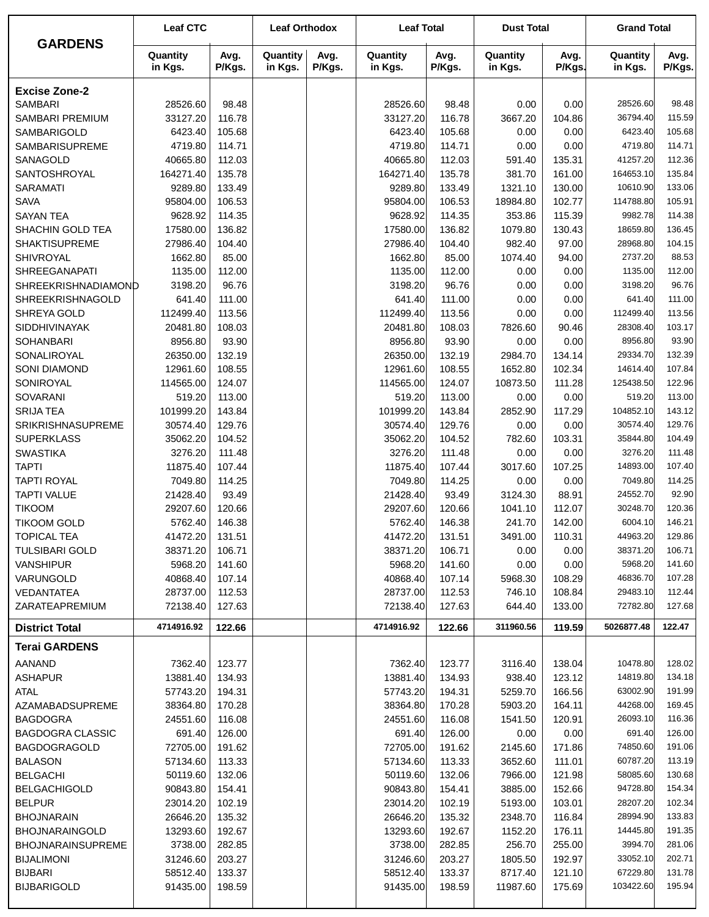| GARDENS | Leaf CTC | | Leaf Orthodox | | Leaf Total | | Dust Total | | Grand Total | |
|---|---|---|---|---|---|---|---|---|---|---|
| | Quantity in Kgs. | Avg. P/Kgs. | Quantity in Kgs. | Avg. P/Kgs. | Quantity in Kgs. | Avg. P/Kgs. | Quantity in Kgs. | Avg. P/Kgs. | Quantity in Kgs. | Avg. P/Kgs. |
| **Excise Zone-2** | | | | | | | | | | |
| SAMBARI | 28526.60 | 98.48 | | | 28526.60 | 98.48 | 0.00 | 0.00 | 28526.60 | 98.48 |
| SAMBARI PREMIUM | 33127.20 | 116.78 | | | 33127.20 | 116.78 | 3667.20 | 104.86 | 36794.40 | 115.59 |
| SAMBARIGOLD | 6423.40 | 105.68 | | | 6423.40 | 105.68 | 0.00 | 0.00 | 6423.40 | 105.68 |
| SAMBARISUPREME | 4719.80 | 114.71 | | | 4719.80 | 114.71 | 0.00 | 0.00 | 4719.80 | 114.71 |
| SANAGOLD | 40665.80 | 112.03 | | | 40665.80 | 112.03 | 591.40 | 135.31 | 41257.20 | 112.36 |
| SANTOSHROYAL | 164271.40 | 135.78 | | | 164271.40 | 135.78 | 381.70 | 161.00 | 164653.10 | 135.84 |
| SARAMATI | 9289.80 | 133.49 | | | 9289.80 | 133.49 | 1321.10 | 130.00 | 10610.90 | 133.06 |
| SAVA | 95804.00 | 106.53 | | | 95804.00 | 106.53 | 18984.80 | 102.77 | 114788.80 | 105.91 |
| SAYAN TEA | 9628.92 | 114.35 | | | 9628.92 | 114.35 | 353.86 | 115.39 | 9982.78 | 114.38 |
| SHACHIN GOLD TEA | 17580.00 | 136.82 | | | 17580.00 | 136.82 | 1079.80 | 130.43 | 18659.80 | 136.45 |
| SHAKTISUPREME | 27986.40 | 104.40 | | | 27986.40 | 104.40 | 982.40 | 97.00 | 28968.80 | 104.15 |
| SHIVROYAL | 1662.80 | 85.00 | | | 1662.80 | 85.00 | 1074.40 | 94.00 | 2737.20 | 88.53 |
| SHREEGANAPATI | 1135.00 | 112.00 | | | 1135.00 | 112.00 | 0.00 | 0.00 | 1135.00 | 112.00 |
| SHREEKRISHNADIAMOND | 3198.20 | 96.76 | | | 3198.20 | 96.76 | 0.00 | 0.00 | 3198.20 | 96.76 |
| SHREEKRISHNAGOLD | 641.40 | 111.00 | | | 641.40 | 111.00 | 0.00 | 0.00 | 641.40 | 111.00 |
| SHREYA GOLD | 112499.40 | 113.56 | | | 112499.40 | 113.56 | 0.00 | 0.00 | 112499.40 | 113.56 |
| SIDDHIVINAYAK | 20481.80 | 108.03 | | | 20481.80 | 108.03 | 7826.60 | 90.46 | 28308.40 | 103.17 |
| SOHANBARI | 8956.80 | 93.90 | | | 8956.80 | 93.90 | 0.00 | 0.00 | 8956.80 | 93.90 |
| SONALIROYAL | 26350.00 | 132.19 | | | 26350.00 | 132.19 | 2984.70 | 134.14 | 29334.70 | 132.39 |
| SONI DIAMOND | 12961.60 | 108.55 | | | 12961.60 | 108.55 | 1652.80 | 102.34 | 14614.40 | 107.84 |
| SONIROYAL | 114565.00 | 124.07 | | | 114565.00 | 124.07 | 10873.50 | 111.28 | 125438.50 | 122.96 |
| SOVARANI | 519.20 | 113.00 | | | 519.20 | 113.00 | 0.00 | 0.00 | 519.20 | 113.00 |
| SRIJA TEA | 101999.20 | 143.84 | | | 101999.20 | 143.84 | 2852.90 | 117.29 | 104852.10 | 143.12 |
| SRIKRISHNASUPREME | 30574.40 | 129.76 | | | 30574.40 | 129.76 | 0.00 | 0.00 | 30574.40 | 129.76 |
| SUPERKLASS | 35062.20 | 104.52 | | | 35062.20 | 104.52 | 782.60 | 103.31 | 35844.80 | 104.49 |
| SWASTIKA | 3276.20 | 111.48 | | | 3276.20 | 111.48 | 0.00 | 0.00 | 3276.20 | 111.48 |
| TAPTI | 11875.40 | 107.44 | | | 11875.40 | 107.44 | 3017.60 | 107.25 | 14893.00 | 107.40 |
| TAPTI ROYAL | 7049.80 | 114.25 | | | 7049.80 | 114.25 | 0.00 | 0.00 | 7049.80 | 114.25 |
| TAPTI VALUE | 21428.40 | 93.49 | | | 21428.40 | 93.49 | 3124.30 | 88.91 | 24552.70 | 92.90 |
| TIKOOM | 29207.60 | 120.66 | | | 29207.60 | 120.66 | 1041.10 | 112.07 | 30248.70 | 120.36 |
| TIKOOM GOLD | 5762.40 | 146.38 | | | 5762.40 | 146.38 | 241.70 | 142.00 | 6004.10 | 146.21 |
| TOPICAL TEA | 41472.20 | 131.51 | | | 41472.20 | 131.51 | 3491.00 | 110.31 | 44963.20 | 129.86 |
| TULSIBARI GOLD | 38371.20 | 106.71 | | | 38371.20 | 106.71 | 0.00 | 0.00 | 38371.20 | 106.71 |
| VANSHIPUR | 5968.20 | 141.60 | | | 5968.20 | 141.60 | 0.00 | 0.00 | 5968.20 | 141.60 |
| VARUNGOLD | 40868.40 | 107.14 | | | 40868.40 | 107.14 | 5968.30 | 108.29 | 46836.70 | 107.28 |
| VEDANTATEA | 28737.00 | 112.53 | | | 28737.00 | 112.53 | 746.10 | 108.84 | 29483.10 | 112.44 |
| ZARATEAPREMIUM | 72138.40 | 127.63 | | | 72138.40 | 127.63 | 644.40 | 133.00 | 72782.80 | 127.68 |
| **District Total** | **4714916.92** | **122.66** | | | **4714916.92** | **122.66** | **311960.56** | **119.59** | **5026877.48** | **122.47** |
| **Terai GARDENS** | | | | | | | | | | |
| AANAND | 7362.40 | 123.77 | | | 7362.40 | 123.77 | 3116.40 | 138.04 | 10478.80 | 128.02 |
| ASHAPUR | 13881.40 | 134.93 | | | 13881.40 | 134.93 | 938.40 | 123.12 | 14819.80 | 134.18 |
| ATAL | 57743.20 | 194.31 | | | 57743.20 | 194.31 | 5259.70 | 166.56 | 63002.90 | 191.99 |
| AZAMABADSUPREME | 38364.80 | 170.28 | | | 38364.80 | 170.28 | 5903.20 | 164.11 | 44268.00 | 169.45 |
| BAGDOGRA | 24551.60 | 116.08 | | | 24551.60 | 116.08 | 1541.50 | 120.91 | 26093.10 | 116.36 |
| BAGDOGRA CLASSIC | 691.40 | 126.00 | | | 691.40 | 126.00 | 0.00 | 0.00 | 691.40 | 126.00 |
| BAGDOGRAGOLD | 72705.00 | 191.62 | | | 72705.00 | 191.62 | 2145.60 | 171.86 | 74850.60 | 191.06 |
| BALASON | 57134.60 | 113.33 | | | 57134.60 | 113.33 | 3652.60 | 111.01 | 60787.20 | 113.19 |
| BELGACHI | 50119.60 | 132.06 | | | 50119.60 | 132.06 | 7966.00 | 121.98 | 58085.60 | 130.68 |
| BELGACHIGOLD | 90843.80 | 154.41 | | | 90843.80 | 154.41 | 3885.00 | 152.66 | 94728.80 | 154.34 |
| BELPUR | 23014.20 | 102.19 | | | 23014.20 | 102.19 | 5193.00 | 103.01 | 28207.20 | 102.34 |
| BHOJNARAIN | 26646.20 | 135.32 | | | 26646.20 | 135.32 | 2348.70 | 116.84 | 28994.90 | 133.83 |
| BHOJNARAINGOLD | 13293.60 | 192.67 | | | 13293.60 | 192.67 | 1152.20 | 176.11 | 14445.80 | 191.35 |
| BHOJNARAINSUPREME | 3738.00 | 282.85 | | | 3738.00 | 282.85 | 256.70 | 255.00 | 3994.70 | 281.06 |
| BIJALIMONI | 31246.60 | 203.27 | | | 31246.60 | 203.27 | 1805.50 | 192.97 | 33052.10 | 202.71 |
| BIJBARI | 58512.40 | 133.37 | | | 58512.40 | 133.37 | 8717.40 | 121.10 | 67229.80 | 131.78 |
| BIJBARIGOLD | 91435.00 | 198.59 | | | 91435.00 | 198.59 | 11987.60 | 175.69 | 103422.60 | 195.94 |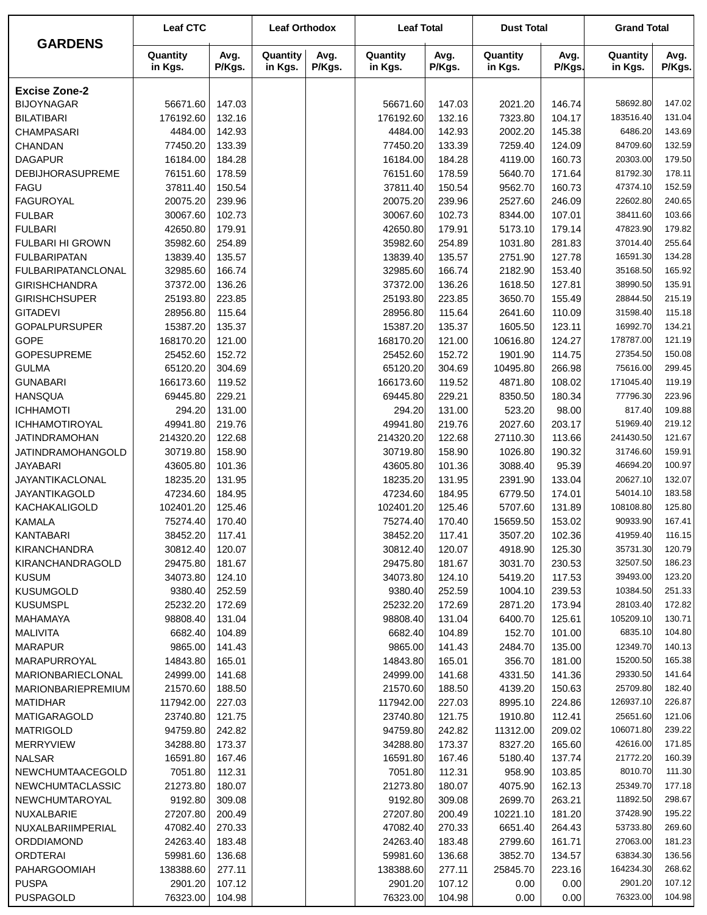| GARDENS | Leaf CTC | | Leaf Orthodox | | Leaf Total | | Dust Total | | Grand Total | |
|---|---|---|---|---|---|---|---|---|---|---|
| | Quantity in Kgs. | Avg. P/Kgs. | Quantity in Kgs. | Avg. P/Kgs. | Quantity in Kgs. | Avg. P/Kgs. | Quantity in Kgs. | Avg. P/Kgs. | Quantity in Kgs. | Avg. P/Kgs. |
| **Excise Zone-2** | | | | | | | | | | |
| BIJOYNAGAR | 56671.60 | 147.03 | | | 56671.60 | 147.03 | 2021.20 | 146.74 | 58692.80 | 147.02 |
| BILATIBARI | 176192.60 | 132.16 | | | 176192.60 | 132.16 | 7323.80 | 104.17 | 183516.40 | 131.04 |
| CHAMPASARI | 4484.00 | 142.93 | | | 4484.00 | 142.93 | 2002.20 | 145.38 | 6486.20 | 143.69 |
| CHANDAN | 77450.20 | 133.39 | | | 77450.20 | 133.39 | 7259.40 | 124.09 | 84709.60 | 132.59 |
| DAGAPUR | 16184.00 | 184.28 | | | 16184.00 | 184.28 | 4119.00 | 160.73 | 20303.00 | 179.50 |
| DEBIJHORASUPREME | 76151.60 | 178.59 | | | 76151.60 | 178.59 | 5640.70 | 171.64 | 81792.30 | 178.11 |
| FAGU | 37811.40 | 150.54 | | | 37811.40 | 150.54 | 9562.70 | 160.73 | 47374.10 | 152.59 |
| FAGUROYAL | 20075.20 | 239.96 | | | 20075.20 | 239.96 | 2527.60 | 246.09 | 22602.80 | 240.65 |
| FULBAR | 30067.60 | 102.73 | | | 30067.60 | 102.73 | 8344.00 | 107.01 | 38411.60 | 103.66 |
| FULBARI | 42650.80 | 179.91 | | | 42650.80 | 179.91 | 5173.10 | 179.14 | 47823.90 | 179.82 |
| FULBARI HI GROWN | 35982.60 | 254.89 | | | 35982.60 | 254.89 | 1031.80 | 281.83 | 37014.40 | 255.64 |
| FULBARIPATAN | 13839.40 | 135.57 | | | 13839.40 | 135.57 | 2751.90 | 127.78 | 16591.30 | 134.28 |
| FULBARIPATANCLONAL | 32985.60 | 166.74 | | | 32985.60 | 166.74 | 2182.90 | 153.40 | 35168.50 | 165.92 |
| GIRISHCHANDRA | 37372.00 | 136.26 | | | 37372.00 | 136.26 | 1618.50 | 127.81 | 38990.50 | 135.91 |
| GIRISHCHSUPER | 25193.80 | 223.85 | | | 25193.80 | 223.85 | 3650.70 | 155.49 | 28844.50 | 215.19 |
| GITADEVI | 28956.80 | 115.64 | | | 28956.80 | 115.64 | 2641.60 | 110.09 | 31598.40 | 115.18 |
| GOPALPURSUPER | 15387.20 | 135.37 | | | 15387.20 | 135.37 | 1605.50 | 123.11 | 16992.70 | 134.21 |
| GOPE | 168170.20 | 121.00 | | | 168170.20 | 121.00 | 10616.80 | 124.27 | 178787.00 | 121.19 |
| GOPESUPREME | 25452.60 | 152.72 | | | 25452.60 | 152.72 | 1901.90 | 114.75 | 27354.50 | 150.08 |
| GULMA | 65120.20 | 304.69 | | | 65120.20 | 304.69 | 10495.80 | 266.98 | 75616.00 | 299.45 |
| GUNABARI | 166173.60 | 119.52 | | | 166173.60 | 119.52 | 4871.80 | 108.02 | 171045.40 | 119.19 |
| HANSQUA | 69445.80 | 229.21 | | | 69445.80 | 229.21 | 8350.50 | 180.34 | 77796.30 | 223.96 |
| ICHHAMOTI | 294.20 | 131.00 | | | 294.20 | 131.00 | 523.20 | 98.00 | 817.40 | 109.88 |
| ICHHAMOTIROYAL | 49941.80 | 219.76 | | | 49941.80 | 219.76 | 2027.60 | 203.17 | 51969.40 | 219.12 |
| JATINDRAMOHAN | 214320.20 | 122.68 | | | 214320.20 | 122.68 | 27110.30 | 113.66 | 241430.50 | 121.67 |
| JATINDRAMOHANGOLD | 30719.80 | 158.90 | | | 30719.80 | 158.90 | 1026.80 | 190.32 | 31746.60 | 159.91 |
| JAYABARI | 43605.80 | 101.36 | | | 43605.80 | 101.36 | 3088.40 | 95.39 | 46694.20 | 100.97 |
| JAYANTIKACLONAL | 18235.20 | 131.95 | | | 18235.20 | 131.95 | 2391.90 | 133.04 | 20627.10 | 132.07 |
| JAYANTIKAGOLD | 47234.60 | 184.95 | | | 47234.60 | 184.95 | 6779.50 | 174.01 | 54014.10 | 183.58 |
| KACHAKALIGOLD | 102401.20 | 125.46 | | | 102401.20 | 125.46 | 5707.60 | 131.89 | 108108.80 | 125.80 |
| KAMALA | 75274.40 | 170.40 | | | 75274.40 | 170.40 | 15659.50 | 153.02 | 90933.90 | 167.41 |
| KANTABARI | 38452.20 | 117.41 | | | 38452.20 | 117.41 | 3507.20 | 102.36 | 41959.40 | 116.15 |
| KIRANCHANDRA | 30812.40 | 120.07 | | | 30812.40 | 120.07 | 4918.90 | 125.30 | 35731.30 | 120.79 |
| KIRANCHANDRAGOLD | 29475.80 | 181.67 | | | 29475.80 | 181.67 | 3031.70 | 230.53 | 32507.50 | 186.23 |
| KUSUM | 34073.80 | 124.10 | | | 34073.80 | 124.10 | 5419.20 | 117.53 | 39493.00 | 123.20 |
| KUSUMGOLD | 9380.40 | 252.59 | | | 9380.40 | 252.59 | 1004.10 | 239.53 | 10384.50 | 251.33 |
| KUSUMSPL | 25232.20 | 172.69 | | | 25232.20 | 172.69 | 2871.20 | 173.94 | 28103.40 | 172.82 |
| MAHAMAYA | 98808.40 | 131.04 | | | 98808.40 | 131.04 | 6400.70 | 125.61 | 105209.10 | 130.71 |
| MALIVITA | 6682.40 | 104.89 | | | 6682.40 | 104.89 | 152.70 | 101.00 | 6835.10 | 104.80 |
| MARAPUR | 9865.00 | 141.43 | | | 9865.00 | 141.43 | 2484.70 | 135.00 | 12349.70 | 140.13 |
| MARAPURROYAL | 14843.80 | 165.01 | | | 14843.80 | 165.01 | 356.70 | 181.00 | 15200.50 | 165.38 |
| MARIONBARIECLONAL | 24999.00 | 141.68 | | | 24999.00 | 141.68 | 4331.50 | 141.36 | 29330.50 | 141.64 |
| MARIONBARIEPREMIUM | 21570.60 | 188.50 | | | 21570.60 | 188.50 | 4139.20 | 150.63 | 25709.80 | 182.40 |
| MATIDHAR | 117942.00 | 227.03 | | | 117942.00 | 227.03 | 8995.10 | 224.86 | 126937.10 | 226.87 |
| MATIGARAGOLD | 23740.80 | 121.75 | | | 23740.80 | 121.75 | 1910.80 | 112.41 | 25651.60 | 121.06 |
| MATRIGOLD | 94759.80 | 242.82 | | | 94759.80 | 242.82 | 11312.00 | 209.02 | 106071.80 | 239.22 |
| MERRYVIEW | 34288.80 | 173.37 | | | 34288.80 | 173.37 | 8327.20 | 165.60 | 42616.00 | 171.85 |
| NALSAR | 16591.80 | 167.46 | | | 16591.80 | 167.46 | 5180.40 | 137.74 | 21772.20 | 160.39 |
| NEWCHUMTAACEGOLD | 7051.80 | 112.31 | | | 7051.80 | 112.31 | 958.90 | 103.85 | 8010.70 | 111.30 |
| NEWCHUMTACLASSIC | 21273.80 | 180.07 | | | 21273.80 | 180.07 | 4075.90 | 162.13 | 25349.70 | 177.18 |
| NEWCHUMTAROYAL | 9192.80 | 309.08 | | | 9192.80 | 309.08 | 2699.70 | 263.21 | 11892.50 | 298.67 |
| NUXALBARIE | 27207.80 | 200.49 | | | 27207.80 | 200.49 | 10221.10 | 181.20 | 37428.90 | 195.22 |
| NUXALBARIIMPERIAL | 47082.40 | 270.33 | | | 47082.40 | 270.33 | 6651.40 | 264.43 | 53733.80 | 269.60 |
| ORDDIAMOND | 24263.40 | 183.48 | | | 24263.40 | 183.48 | 2799.60 | 161.71 | 27063.00 | 181.23 |
| ORDTERAI | 59981.60 | 136.68 | | | 59981.60 | 136.68 | 3852.70 | 134.57 | 63834.30 | 136.56 |
| PAHARGOOMIAH | 138388.60 | 277.11 | | | 138388.60 | 277.11 | 25845.70 | 223.16 | 164234.30 | 268.62 |
| PUSPA | 2901.20 | 107.12 | | | 2901.20 | 107.12 | 0.00 | 0.00 | 2901.20 | 107.12 |
| PUSPAGOLD | 76323.00 | 104.98 | | | 76323.00 | 104.98 | 0.00 | 0.00 | 76323.00 | 104.98 |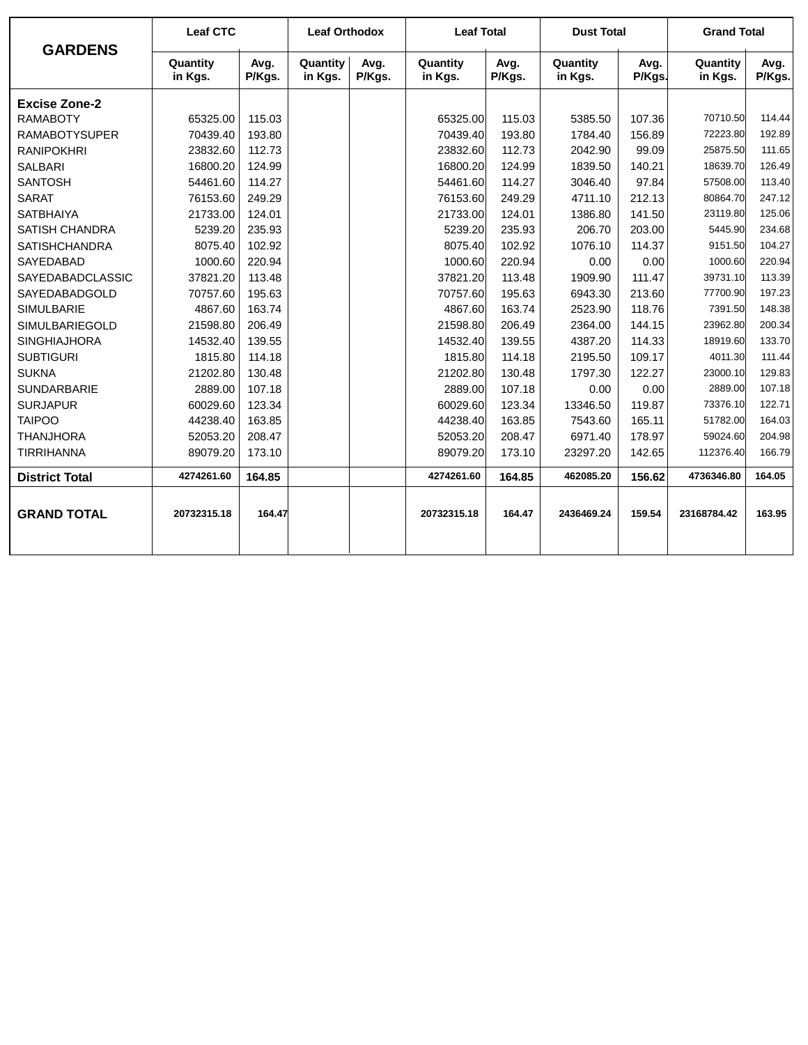| GARDENS | Leaf CTC | | Leaf Orthodox | | Leaf Total | | Dust Total | | Grand Total | |
|---|---|---|---|---|---|---|---|---|---|---|
| | Quantity in Kgs. | Avg. P/Kgs. | Quantity in Kgs. | Avg. P/Kgs. | Quantity in Kgs. | Avg. P/Kgs. | Quantity in Kgs. | Avg. P/Kgs. | Quantity in Kgs. | Avg. P/Kgs. |
| **Excise Zone-2** | | | | | | | | | | |
| RAMABOTY | 65325.00 | 115.03 | | | 65325.00 | 115.03 | 5385.50 | 107.36 | 70710.50 | 114.44 |
| RAMABOTYSUPER | 70439.40 | 193.80 | | | 70439.40 | 193.80 | 1784.40 | 156.89 | 72223.80 | 192.89 |
| RANIPOKHRI | 23832.60 | 112.73 | | | 23832.60 | 112.73 | 2042.90 | 99.09 | 25875.50 | 111.65 |
| SALBARI | 16800.20 | 124.99 | | | 16800.20 | 124.99 | 1839.50 | 140.21 | 18639.70 | 126.49 |
| SANTOSH | 54461.60 | 114.27 | | | 54461.60 | 114.27 | 3046.40 | 97.84 | 57508.00 | 113.40 |
| SARAT | 76153.60 | 249.29 | | | 76153.60 | 249.29 | 4711.10 | 212.13 | 80864.70 | 247.12 |
| SATBHAIYA | 21733.00 | 124.01 | | | 21733.00 | 124.01 | 1386.80 | 141.50 | 23119.80 | 125.06 |
| SATISH CHANDRA | 5239.20 | 235.93 | | | 5239.20 | 235.93 | 206.70 | 203.00 | 5445.90 | 234.68 |
| SATISHCHANDRA | 8075.40 | 102.92 | | | 8075.40 | 102.92 | 1076.10 | 114.37 | 9151.50 | 104.27 |
| SAYEDABAD | 1000.60 | 220.94 | | | 1000.60 | 220.94 | 0.00 | 0.00 | 1000.60 | 220.94 |
| SAYEDABADCLASSIC | 37821.20 | 113.48 | | | 37821.20 | 113.48 | 1909.90 | 111.47 | 39731.10 | 113.39 |
| SAYEDABADGOLD | 70757.60 | 195.63 | | | 70757.60 | 195.63 | 6943.30 | 213.60 | 77700.90 | 197.23 |
| SIMULBARIE | 4867.60 | 163.74 | | | 4867.60 | 163.74 | 2523.90 | 118.76 | 7391.50 | 148.38 |
| SIMULBARIEGOLD | 21598.80 | 206.49 | | | 21598.80 | 206.49 | 2364.00 | 144.15 | 23962.80 | 200.34 |
| SINGHIAJHORA | 14532.40 | 139.55 | | | 14532.40 | 139.55 | 4387.20 | 114.33 | 18919.60 | 133.70 |
| SUBTIGURI | 1815.80 | 114.18 | | | 1815.80 | 114.18 | 2195.50 | 109.17 | 4011.30 | 111.44 |
| SUKNA | 21202.80 | 130.48 | | | 21202.80 | 130.48 | 1797.30 | 122.27 | 23000.10 | 129.83 |
| SUNDARBARIE | 2889.00 | 107.18 | | | 2889.00 | 107.18 | 0.00 | 0.00 | 2889.00 | 107.18 |
| SURJAPUR | 60029.60 | 123.34 | | | 60029.60 | 123.34 | 13346.50 | 119.87 | 73376.10 | 122.71 |
| TAIPOO | 44238.40 | 163.85 | | | 44238.40 | 163.85 | 7543.60 | 165.11 | 51782.00 | 164.03 |
| THANJHORA | 52053.20 | 208.47 | | | 52053.20 | 208.47 | 6971.40 | 178.97 | 59024.60 | 204.98 |
| TIRRIHANNA | 89079.20 | 173.10 | | | 89079.20 | 173.10 | 23297.20 | 142.65 | 112376.40 | 166.79 |
| **District Total** | **4274261.60** | **164.85** | | | **4274261.60** | **164.85** | **462085.20** | **156.62** | **4736346.80** | **164.05** |
| **GRAND TOTAL** | **20732315.18** | **164.47** | | | **20732315.18** | **164.47** | **2436469.24** | **159.54** | **23168784.42** | **163.95** |